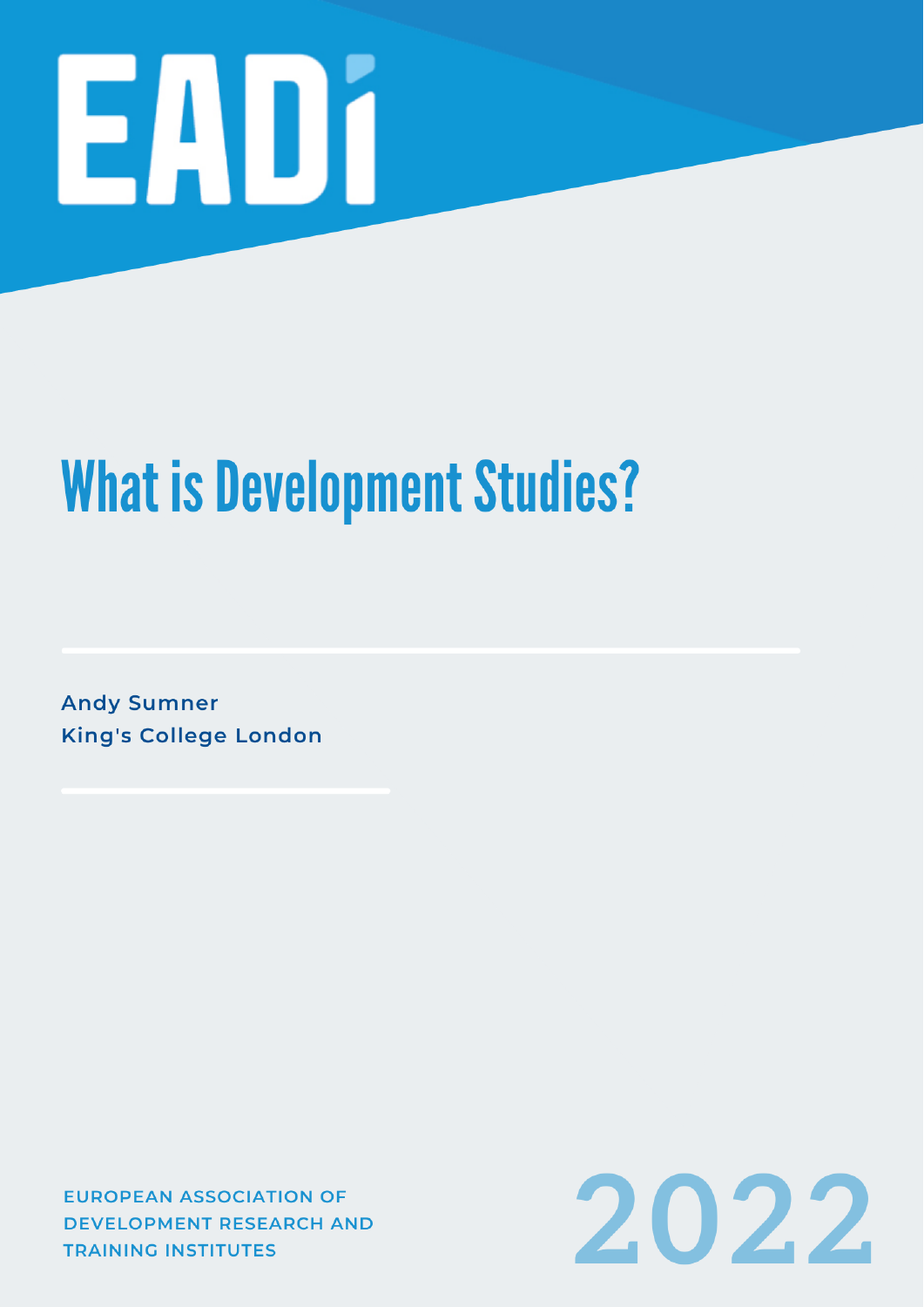EADI

# What is Development Studies?

**Andy Sumner**
**King's College London**

EUROPEAN ASSOCIATION OF DEVELOPMENT RESEARCH AND TRAINING INSTITUTES

2022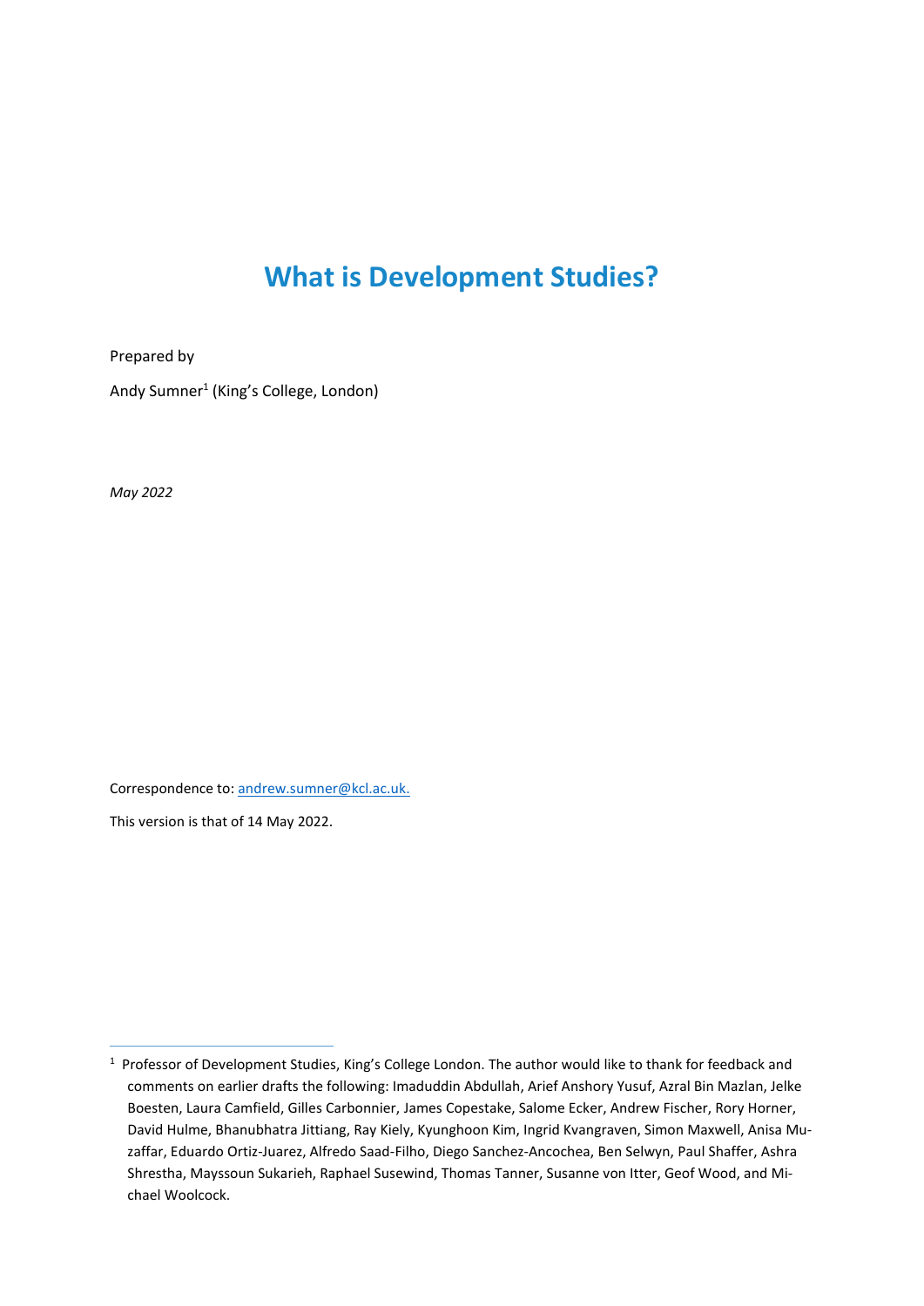# What is Development Studies?

Prepared by

Andy Sumner[1] (King's College, London)

*May 2022*

Correspondence to: [andrew.sumner@kcl.ac.uk.](mailto:andrew.sumner@kcl.ac.uk)

This version is that of 14 May 2022.

---

[1] Professor of Development Studies, King's College London. The author would like to thank for feedback and comments on earlier drafts the following: Imaduddin Abdullah, Arief Anshory Yusuf, Azral Bin Mazlan, Jelke Boesten, Laura Camfield, Gilles Carbonnier, James Copestake, Salome Ecker, Andrew Fischer, Rory Horner, David Hulme, Bhanubhatra Jittiang, Ray Kiely, Kyunghoon Kim, Ingrid Kvangraven, Simon Maxwell, Anisa Muzaffar, Eduardo Ortiz-Juarez, Alfredo Saad-Filho, Diego Sanchez-Ancochea, Ben Selwyn, Paul Shaffer, Ashra Shrestha, Mayssoun Sukarieh, Raphael Susewind, Thomas Tanner, Susanne von Itter, Geof Wood, and Michael Woolcock.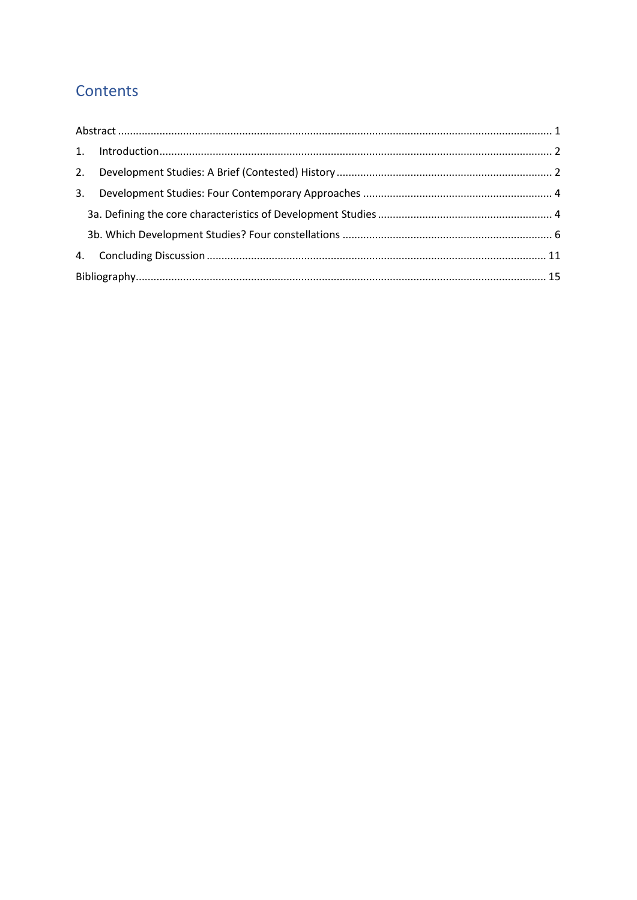## Contents

- Abstract ........................................................................................................................................ 1
- 1. Introduction ................................................................................................................................ 2
- 2. Development Studies: A Brief (Contested) History ..................................................................... 2
- 3. Development Studies: Four Contemporary Approaches ............................................................ 4
  - 3a. Defining the core characteristics of Development Studies ..................................................... 4
  - 3b. Which Development Studies? Four constellations ................................................................. 6
- 4. Concluding Discussion .............................................................................................................. 11
- Bibliography .................................................................................................................................. 15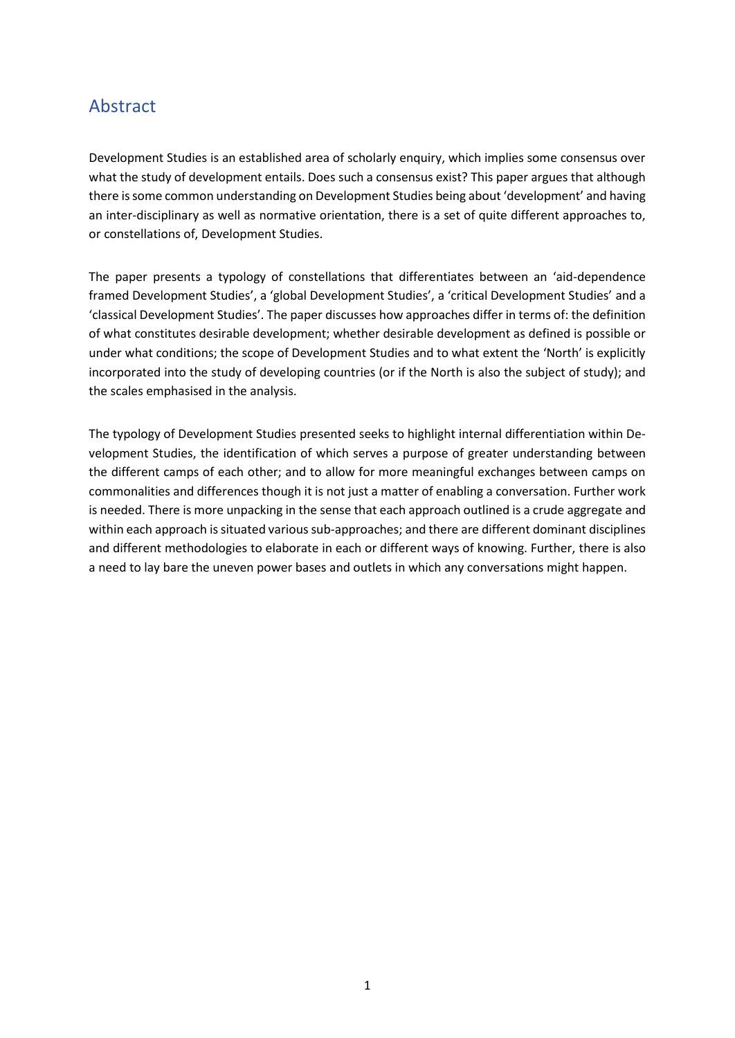## Abstract

Development Studies is an established area of scholarly enquiry, which implies some consensus over what the study of development entails. Does such a consensus exist? This paper argues that although there is some common understanding on Development Studies being about 'development' and having an inter-disciplinary as well as normative orientation, there is a set of quite different approaches to, or constellations of, Development Studies.

The paper presents a typology of constellations that differentiates between an 'aid-dependence framed Development Studies', a 'global Development Studies', a 'critical Development Studies' and a 'classical Development Studies'. The paper discusses how approaches differ in terms of: the definition of what constitutes desirable development; whether desirable development as defined is possible or under what conditions; the scope of Development Studies and to what extent the 'North' is explicitly incorporated into the study of developing countries (or if the North is also the subject of study); and the scales emphasised in the analysis.

The typology of Development Studies presented seeks to highlight internal differentiation within Development Studies, the identification of which serves a purpose of greater understanding between the different camps of each other; and to allow for more meaningful exchanges between camps on commonalities and differences though it is not just a matter of enabling a conversation. Further work is needed. There is more unpacking in the sense that each approach outlined is a crude aggregate and within each approach is situated various sub-approaches; and there are different dominant disciplines and different methodologies to elaborate in each or different ways of knowing. Further, there is also a need to lay bare the uneven power bases and outlets in which any conversations might happen.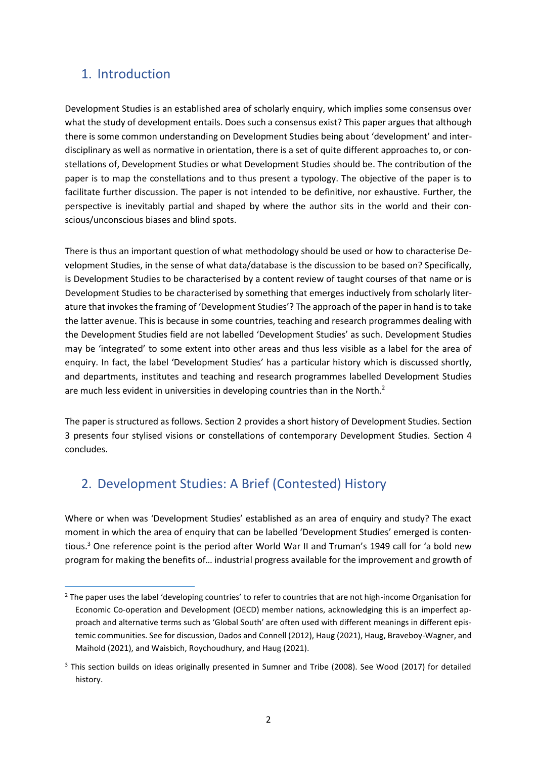## 1. Introduction

Development Studies is an established area of scholarly enquiry, which implies some consensus over what the study of development entails. Does such a consensus exist? This paper argues that although there is some common understanding on Development Studies being about 'development' and interdisciplinary as well as normative in orientation, there is a set of quite different approaches to, or constellations of, Development Studies or what Development Studies should be. The contribution of the paper is to map the constellations and to thus present a typology. The objective of the paper is to facilitate further discussion. The paper is not intended to be definitive, nor exhaustive. Further, the perspective is inevitably partial and shaped by where the author sits in the world and their conscious/unconscious biases and blind spots.

There is thus an important question of what methodology should be used or how to characterise Development Studies, in the sense of what data/database is the discussion to be based on? Specifically, is Development Studies to be characterised by a content review of taught courses of that name or is Development Studies to be characterised by something that emerges inductively from scholarly literature that invokes the framing of 'Development Studies'? The approach of the paper in hand is to take the latter avenue. This is because in some countries, teaching and research programmes dealing with the Development Studies field are not labelled 'Development Studies' as such. Development Studies may be 'integrated' to some extent into other areas and thus less visible as a label for the area of enquiry. In fact, the label 'Development Studies' has a particular history which is discussed shortly, and departments, institutes and teaching and research programmes labelled Development Studies are much less evident in universities in developing countries than in the North.[2]

The paper is structured as follows. Section 2 provides a short history of Development Studies. Section 3 presents four stylised visions or constellations of contemporary Development Studies. Section 4 concludes.

## 2. Development Studies: A Brief (Contested) History

Where or when was 'Development Studies' established as an area of enquiry and study? The exact moment in which the area of enquiry that can be labelled 'Development Studies' emerged is contentious.[3] One reference point is the period after World War II and Truman's 1949 call for 'a bold new program for making the benefits of… industrial progress available for the improvement and growth of

---

[2] The paper uses the label 'developing countries' to refer to countries that are not high-income Organisation for Economic Co-operation and Development (OECD) member nations, acknowledging this is an imperfect approach and alternative terms such as 'Global South' are often used with different meanings in different epistemic communities. See for discussion, Dados and Connell (2012), Haug (2021), Haug, Braveboy-Wagner, and Maihold (2021), and Waisbich, Roychoudhury, and Haug (2021).

[3] This section builds on ideas originally presented in Sumner and Tribe (2008). See Wood (2017) for detailed history.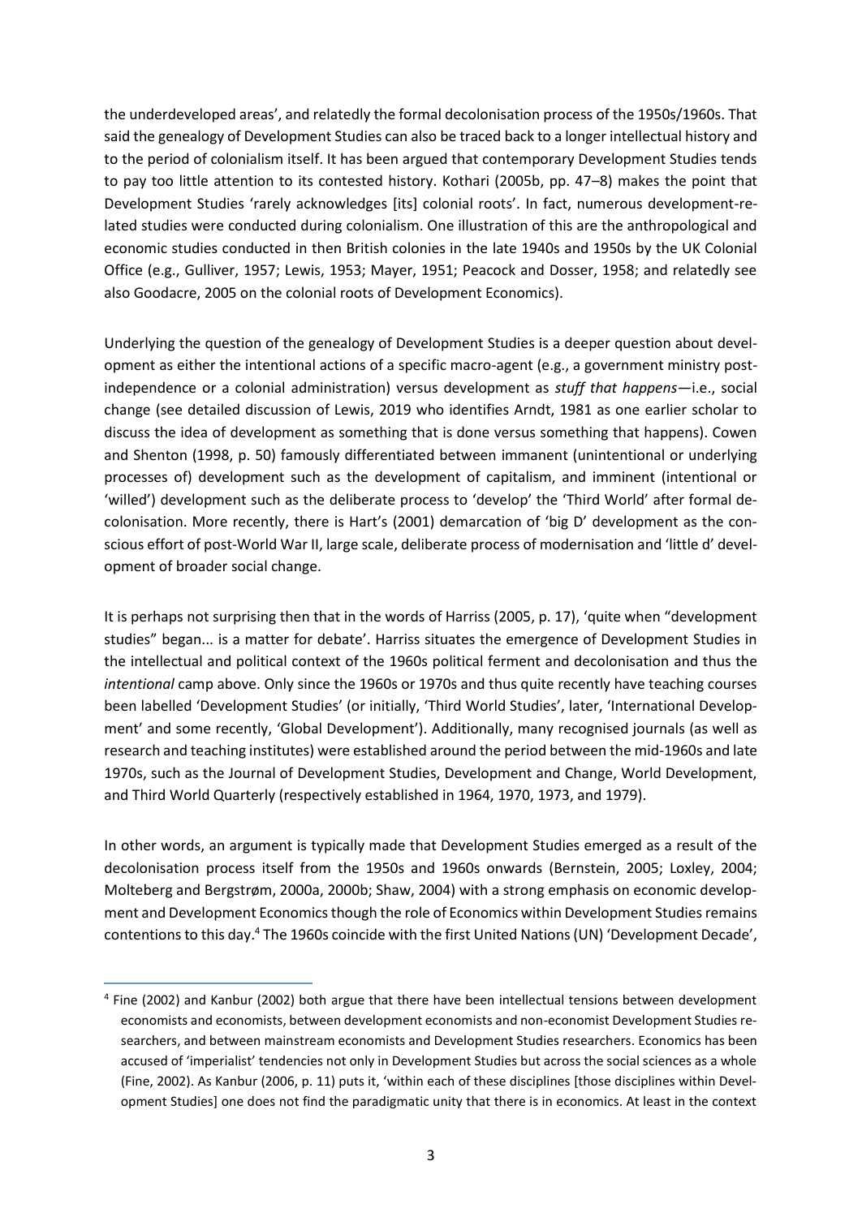the underdeveloped areas', and relatedly the formal decolonisation process of the 1950s/1960s. That said the genealogy of Development Studies can also be traced back to a longer intellectual history and to the period of colonialism itself. It has been argued that contemporary Development Studies tends to pay too little attention to its contested history. Kothari (2005b, pp. 47–8) makes the point that Development Studies 'rarely acknowledges [its] colonial roots'. In fact, numerous development-related studies were conducted during colonialism. One illustration of this are the anthropological and economic studies conducted in then British colonies in the late 1940s and 1950s by the UK Colonial Office (e.g., Gulliver, 1957; Lewis, 1953; Mayer, 1951; Peacock and Dosser, 1958; and relatedly see also Goodacre, 2005 on the colonial roots of Development Economics).

Underlying the question of the genealogy of Development Studies is a deeper question about development as either the intentional actions of a specific macro-agent (e.g., a government ministry post-independence or a colonial administration) versus development as *stuff that happens*—i.e., social change (see detailed discussion of Lewis, 2019 who identifies Arndt, 1981 as one earlier scholar to discuss the idea of development as something that is done versus something that happens). Cowen and Shenton (1998, p. 50) famously differentiated between immanent (unintentional or underlying processes of) development such as the development of capitalism, and imminent (intentional or 'willed') development such as the deliberate process to 'develop' the 'Third World' after formal decolonisation. More recently, there is Hart's (2001) demarcation of 'big D' development as the conscious effort of post-World War II, large scale, deliberate process of modernisation and 'little d' development of broader social change.

It is perhaps not surprising then that in the words of Harriss (2005, p. 17), 'quite when "development studies" began... is a matter for debate'. Harriss situates the emergence of Development Studies in the intellectual and political context of the 1960s political ferment and decolonisation and thus the *intentional* camp above. Only since the 1960s or 1970s and thus quite recently have teaching courses been labelled 'Development Studies' (or initially, 'Third World Studies', later, 'International Development' and some recently, 'Global Development'). Additionally, many recognised journals (as well as research and teaching institutes) were established around the period between the mid-1960s and late 1970s, such as the Journal of Development Studies, Development and Change, World Development, and Third World Quarterly (respectively established in 1964, 1970, 1973, and 1979).

In other words, an argument is typically made that Development Studies emerged as a result of the decolonisation process itself from the 1950s and 1960s onwards (Bernstein, 2005; Loxley, 2004; Molteberg and Bergstrøm, 2000a, 2000b; Shaw, 2004) with a strong emphasis on economic development and Development Economics though the role of Economics within Development Studies remains contentions to this day.[4] The 1960s coincide with the first United Nations (UN) 'Development Decade',

[4] Fine (2002) and Kanbur (2002) both argue that there have been intellectual tensions between development economists and economists, between development economists and non-economist Development Studies researchers, and between mainstream economists and Development Studies researchers. Economics has been accused of 'imperialist' tendencies not only in Development Studies but across the social sciences as a whole (Fine, 2002). As Kanbur (2006, p. 11) puts it, 'within each of these disciplines [those disciplines within Development Studies] one does not find the paradigmatic unity that there is in economics. At least in the context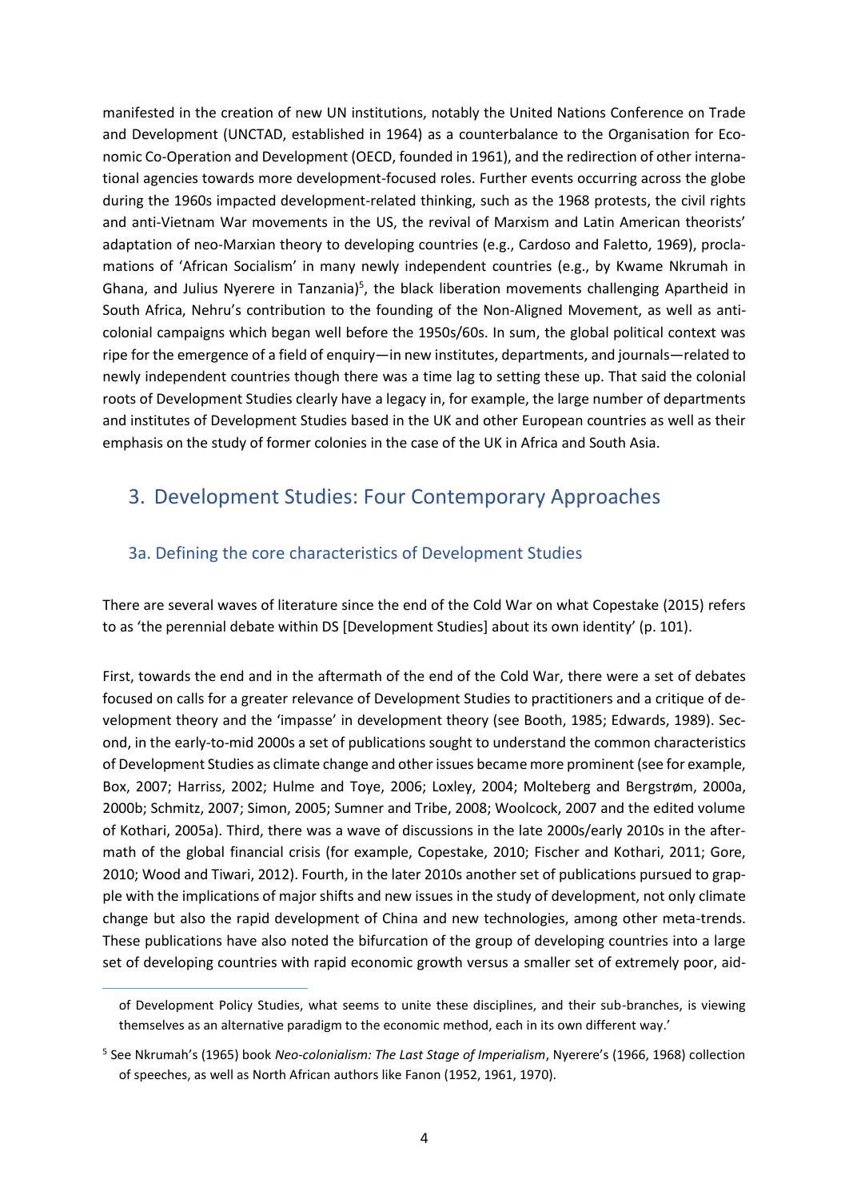manifested in the creation of new UN institutions, notably the United Nations Conference on Trade and Development (UNCTAD, established in 1964) as a counterbalance to the Organisation for Economic Co-Operation and Development (OECD, founded in 1961), and the redirection of other international agencies towards more development-focused roles. Further events occurring across the globe during the 1960s impacted development-related thinking, such as the 1968 protests, the civil rights and anti-Vietnam War movements in the US, the revival of Marxism and Latin American theorists' adaptation of neo-Marxian theory to developing countries (e.g., Cardoso and Faletto, 1969), proclamations of 'African Socialism' in many newly independent countries (e.g., by Kwame Nkrumah in Ghana, and Julius Nyerere in Tanzania)[5], the black liberation movements challenging Apartheid in South Africa, Nehru's contribution to the founding of the Non-Aligned Movement, as well as anti-colonial campaigns which began well before the 1950s/60s. In sum, the global political context was ripe for the emergence of a field of enquiry—in new institutes, departments, and journals—related to newly independent countries though there was a time lag to setting these up. That said the colonial roots of Development Studies clearly have a legacy in, for example, the large number of departments and institutes of Development Studies based in the UK and other European countries as well as their emphasis on the study of former colonies in the case of the UK in Africa and South Asia.

## 3. Development Studies: Four Contemporary Approaches

### 3a. Defining the core characteristics of Development Studies

There are several waves of literature since the end of the Cold War on what Copestake (2015) refers to as 'the perennial debate within DS [Development Studies] about its own identity' (p. 101).

First, towards the end and in the aftermath of the end of the Cold War, there were a set of debates focused on calls for a greater relevance of Development Studies to practitioners and a critique of development theory and the 'impasse' in development theory (see Booth, 1985; Edwards, 1989). Second, in the early-to-mid 2000s a set of publications sought to understand the common characteristics of Development Studies as climate change and other issues became more prominent (see for example, Box, 2007; Harriss, 2002; Hulme and Toye, 2006; Loxley, 2004; Molteberg and Bergstrøm, 2000a, 2000b; Schmitz, 2007; Simon, 2005; Sumner and Tribe, 2008; Woolcock, 2007 and the edited volume of Kothari, 2005a). Third, there was a wave of discussions in the late 2000s/early 2010s in the aftermath of the global financial crisis (for example, Copestake, 2010; Fischer and Kothari, 2011; Gore, 2010; Wood and Tiwari, 2012). Fourth, in the later 2010s another set of publications pursued to grapple with the implications of major shifts and new issues in the study of development, not only climate change but also the rapid development of China and new technologies, among other meta-trends. These publications have also noted the bifurcation of the group of developing countries into a large set of developing countries with rapid economic growth versus a smaller set of extremely poor, aid-

of Development Policy Studies, what seems to unite these disciplines, and their sub-branches, is viewing themselves as an alternative paradigm to the economic method, each in its own different way.'

[5] See Nkrumah's (1965) book *Neo-colonialism: The Last Stage of Imperialism*, Nyerere's (1966, 1968) collection of speeches, as well as North African authors like Fanon (1952, 1961, 1970).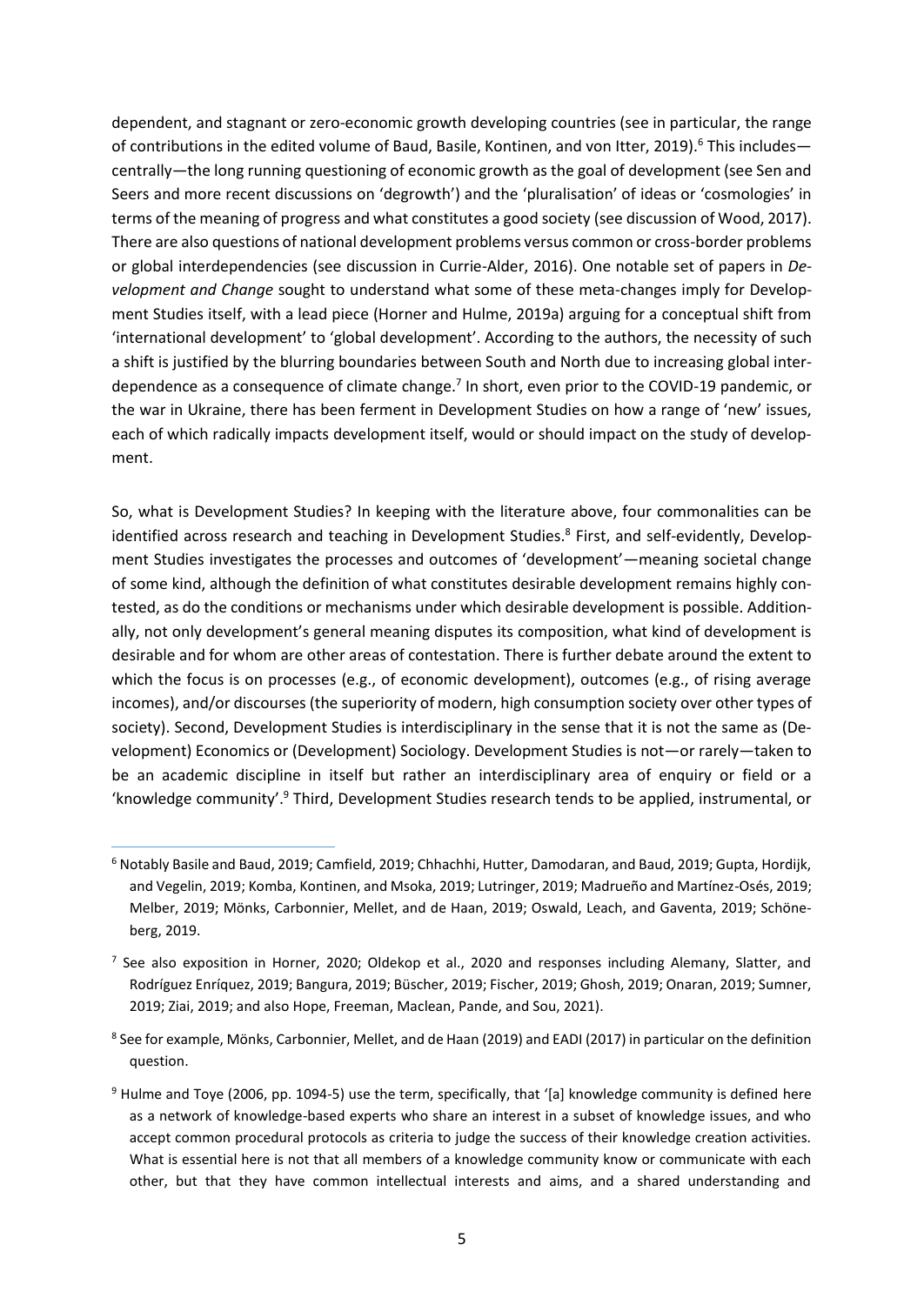dependent, and stagnant or zero-economic growth developing countries (see in particular, the range of contributions in the edited volume of Baud, Basile, Kontinen, and von Itter, 2019).[6] This includes—centrally—the long running questioning of economic growth as the goal of development (see Sen and Seers and more recent discussions on 'degrowth') and the 'pluralisation' of ideas or 'cosmologies' in terms of the meaning of progress and what constitutes a good society (see discussion of Wood, 2017). There are also questions of national development problems versus common or cross-border problems or global interdependencies (see discussion in Currie-Alder, 2016). One notable set of papers in *Development and Change* sought to understand what some of these meta-changes imply for Development Studies itself, with a lead piece (Horner and Hulme, 2019a) arguing for a conceptual shift from 'international development' to 'global development'. According to the authors, the necessity of such a shift is justified by the blurring boundaries between South and North due to increasing global interdependence as a consequence of climate change.[7] In short, even prior to the COVID-19 pandemic, or the war in Ukraine, there has been ferment in Development Studies on how a range of 'new' issues, each of which radically impacts development itself, would or should impact on the study of development.

So, what is Development Studies? In keeping with the literature above, four commonalities can be identified across research and teaching in Development Studies.[8] First, and self-evidently, Development Studies investigates the processes and outcomes of 'development'—meaning societal change of some kind, although the definition of what constitutes desirable development remains highly contested, as do the conditions or mechanisms under which desirable development is possible. Additionally, not only development's general meaning disputes its composition, what kind of development is desirable and for whom are other areas of contestation. There is further debate around the extent to which the focus is on processes (e.g., of economic development), outcomes (e.g., of rising average incomes), and/or discourses (the superiority of modern, high consumption society over other types of society). Second, Development Studies is interdisciplinary in the sense that it is not the same as (Development) Economics or (Development) Sociology. Development Studies is not—or rarely—taken to be an academic discipline in itself but rather an interdisciplinary area of enquiry or field or a 'knowledge community'.[9] Third, Development Studies research tends to be applied, instrumental, or

---

[6] Notably Basile and Baud, 2019; Camfield, 2019; Chhachhi, Hutter, Damodaran, and Baud, 2019; Gupta, Hordijk, and Vegelin, 2019; Komba, Kontinen, and Msoka, 2019; Lutringer, 2019; Madrueño and Martínez-Osés, 2019; Melber, 2019; Mönks, Carbonnier, Mellet, and de Haan, 2019; Oswald, Leach, and Gaventa, 2019; Schöneberg, 2019.

[7] See also exposition in Horner, 2020; Oldekop et al., 2020 and responses including Alemany, Slatter, and Rodríguez Enríquez, 2019; Bangura, 2019; Büscher, 2019; Fischer, 2019; Ghosh, 2019; Onaran, 2019; Sumner, 2019; Ziai, 2019; and also Hope, Freeman, Maclean, Pande, and Sou, 2021).

[8] See for example, Mönks, Carbonnier, Mellet, and de Haan (2019) and EADI (2017) in particular on the definition question.

[9] Hulme and Toye (2006, pp. 1094-5) use the term, specifically, that '[a] knowledge community is defined here as a network of knowledge-based experts who share an interest in a subset of knowledge issues, and who accept common procedural protocols as criteria to judge the success of their knowledge creation activities. What is essential here is not that all members of a knowledge community know or communicate with each other, but that they have common intellectual interests and aims, and a shared understanding and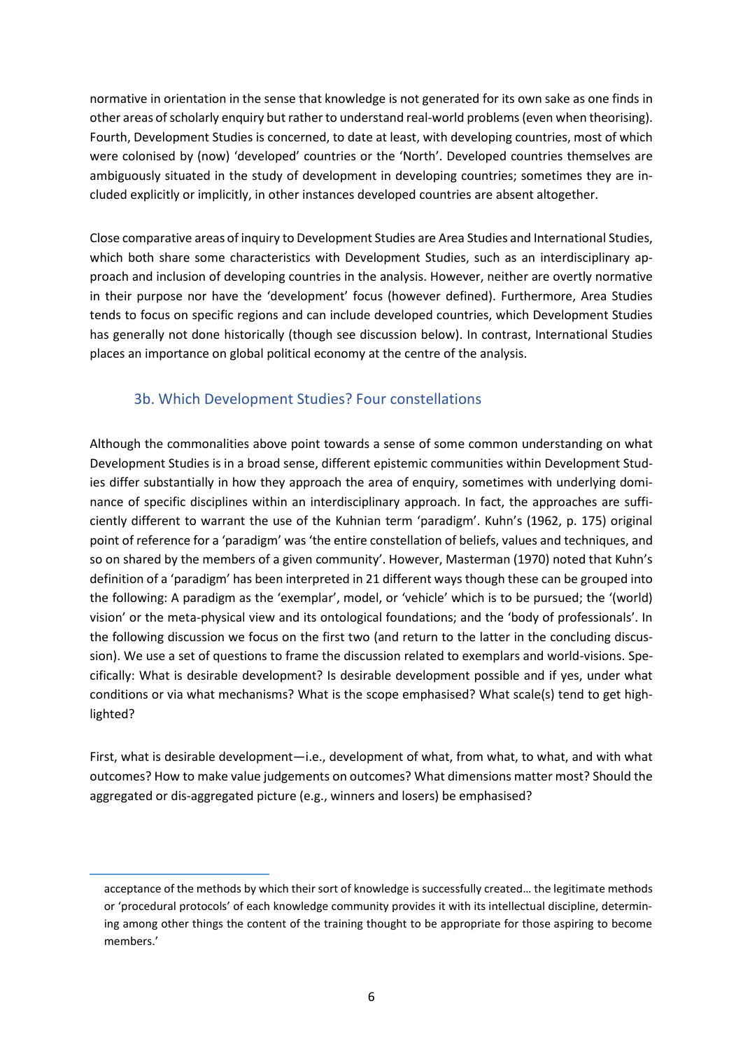normative in orientation in the sense that knowledge is not generated for its own sake as one finds in other areas of scholarly enquiry but rather to understand real-world problems (even when theorising). Fourth, Development Studies is concerned, to date at least, with developing countries, most of which were colonised by (now) 'developed' countries or the 'North'. Developed countries themselves are ambiguously situated in the study of development in developing countries; sometimes they are included explicitly or implicitly, in other instances developed countries are absent altogether.

Close comparative areas of inquiry to Development Studies are Area Studies and International Studies, which both share some characteristics with Development Studies, such as an interdisciplinary approach and inclusion of developing countries in the analysis. However, neither are overtly normative in their purpose nor have the 'development' focus (however defined). Furthermore, Area Studies tends to focus on specific regions and can include developed countries, which Development Studies has generally not done historically (though see discussion below). In contrast, International Studies places an importance on global political economy at the centre of the analysis.

### 3b. Which Development Studies? Four constellations

Although the commonalities above point towards a sense of some common understanding on what Development Studies is in a broad sense, different epistemic communities within Development Studies differ substantially in how they approach the area of enquiry, sometimes with underlying dominance of specific disciplines within an interdisciplinary approach. In fact, the approaches are sufficiently different to warrant the use of the Kuhnian term 'paradigm'. Kuhn's (1962, p. 175) original point of reference for a 'paradigm' was 'the entire constellation of beliefs, values and techniques, and so on shared by the members of a given community'. However, Masterman (1970) noted that Kuhn's definition of a 'paradigm' has been interpreted in 21 different ways though these can be grouped into the following: A paradigm as the 'exemplar', model, or 'vehicle' which is to be pursued; the '(world) vision' or the meta-physical view and its ontological foundations; and the 'body of professionals'. In the following discussion we focus on the first two (and return to the latter in the concluding discussion). We use a set of questions to frame the discussion related to exemplars and world-visions. Specifically: What is desirable development? Is desirable development possible and if yes, under what conditions or via what mechanisms? What is the scope emphasised? What scale(s) tend to get highlighted?

First, what is desirable development—i.e., development of what, from what, to what, and with what outcomes? How to make value judgements on outcomes? What dimensions matter most? Should the aggregated or dis-aggregated picture (e.g., winners and losers) be emphasised?

---

acceptance of the methods by which their sort of knowledge is successfully created… the legitimate methods or 'procedural protocols' of each knowledge community provides it with its intellectual discipline, determining among other things the content of the training thought to be appropriate for those aspiring to become members.'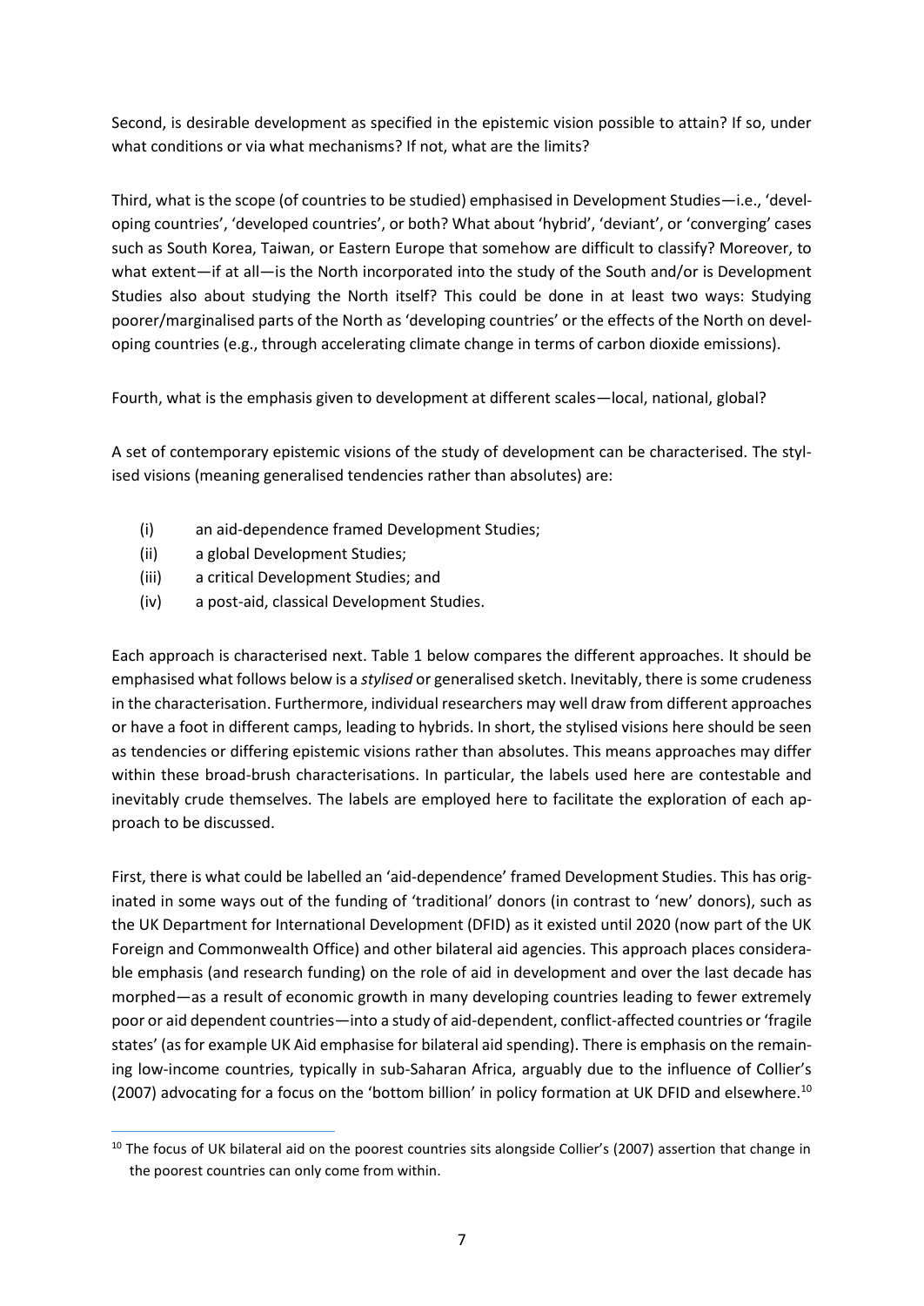Second, is desirable development as specified in the epistemic vision possible to attain? If so, under what conditions or via what mechanisms? If not, what are the limits?

Third, what is the scope (of countries to be studied) emphasised in Development Studies—i.e., 'developing countries', 'developed countries', or both? What about 'hybrid', 'deviant', or 'converging' cases such as South Korea, Taiwan, or Eastern Europe that somehow are difficult to classify? Moreover, to what extent—if at all—is the North incorporated into the study of the South and/or is Development Studies also about studying the North itself? This could be done in at least two ways: Studying poorer/marginalised parts of the North as 'developing countries' or the effects of the North on developing countries (e.g., through accelerating climate change in terms of carbon dioxide emissions).

Fourth, what is the emphasis given to development at different scales—local, national, global?

A set of contemporary epistemic visions of the study of development can be characterised. The stylised visions (meaning generalised tendencies rather than absolutes) are:

- (i) an aid-dependence framed Development Studies;
- (ii) a global Development Studies;
- (iii) a critical Development Studies; and
- (iv) a post-aid, classical Development Studies.

Each approach is characterised next. Table 1 below compares the different approaches. It should be emphasised what follows below is a *stylised* or generalised sketch. Inevitably, there is some crudeness in the characterisation. Furthermore, individual researchers may well draw from different approaches or have a foot in different camps, leading to hybrids. In short, the stylised visions here should be seen as tendencies or differing epistemic visions rather than absolutes. This means approaches may differ within these broad-brush characterisations. In particular, the labels used here are contestable and inevitably crude themselves. The labels are employed here to facilitate the exploration of each approach to be discussed.

First, there is what could be labelled an 'aid-dependence' framed Development Studies. This has originated in some ways out of the funding of 'traditional' donors (in contrast to 'new' donors), such as the UK Department for International Development (DFID) as it existed until 2020 (now part of the UK Foreign and Commonwealth Office) and other bilateral aid agencies. This approach places considerable emphasis (and research funding) on the role of aid in development and over the last decade has morphed—as a result of economic growth in many developing countries leading to fewer extremely poor or aid dependent countries—into a study of aid-dependent, conflict-affected countries or 'fragile states' (as for example UK Aid emphasise for bilateral aid spending). There is emphasis on the remaining low-income countries, typically in sub-Saharan Africa, arguably due to the influence of Collier's (2007) advocating for a focus on the 'bottom billion' in policy formation at UK DFID and elsewhere.[10]

[10] The focus of UK bilateral aid on the poorest countries sits alongside Collier's (2007) assertion that change in the poorest countries can only come from within.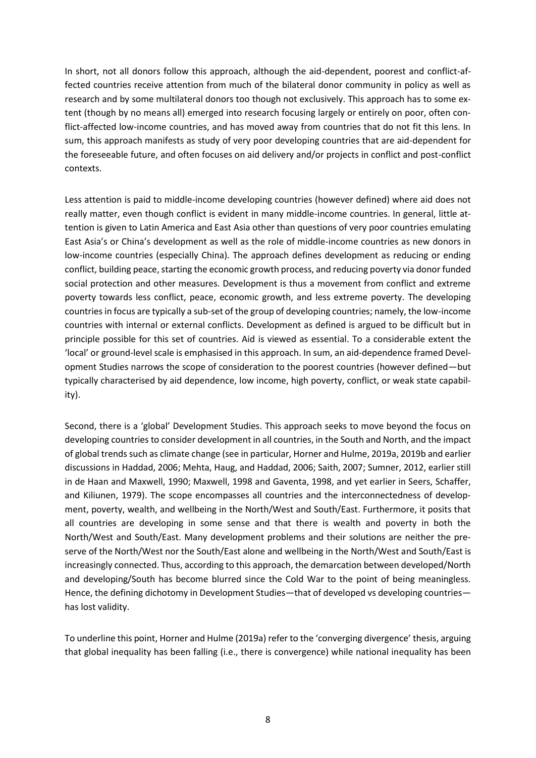In short, not all donors follow this approach, although the aid-dependent, poorest and conflict-affected countries receive attention from much of the bilateral donor community in policy as well as research and by some multilateral donors too though not exclusively. This approach has to some extent (though by no means all) emerged into research focusing largely or entirely on poor, often conflict-affected low-income countries, and has moved away from countries that do not fit this lens. In sum, this approach manifests as study of very poor developing countries that are aid-dependent for the foreseeable future, and often focuses on aid delivery and/or projects in conflict and post-conflict contexts.

Less attention is paid to middle-income developing countries (however defined) where aid does not really matter, even though conflict is evident in many middle-income countries. In general, little attention is given to Latin America and East Asia other than questions of very poor countries emulating East Asia's or China's development as well as the role of middle-income countries as new donors in low-income countries (especially China). The approach defines development as reducing or ending conflict, building peace, starting the economic growth process, and reducing poverty via donor funded social protection and other measures. Development is thus a movement from conflict and extreme poverty towards less conflict, peace, economic growth, and less extreme poverty. The developing countries in focus are typically a sub-set of the group of developing countries; namely, the low-income countries with internal or external conflicts. Development as defined is argued to be difficult but in principle possible for this set of countries. Aid is viewed as essential. To a considerable extent the 'local' or ground-level scale is emphasised in this approach. In sum, an aid-dependence framed Development Studies narrows the scope of consideration to the poorest countries (however defined—but typically characterised by aid dependence, low income, high poverty, conflict, or weak state capability).

Second, there is a 'global' Development Studies. This approach seeks to move beyond the focus on developing countries to consider development in all countries, in the South and North, and the impact of global trends such as climate change (see in particular, Horner and Hulme, 2019a, 2019b and earlier discussions in Haddad, 2006; Mehta, Haug, and Haddad, 2006; Saith, 2007; Sumner, 2012, earlier still in de Haan and Maxwell, 1990; Maxwell, 1998 and Gaventa, 1998, and yet earlier in Seers, Schaffer, and Kiliunen, 1979). The scope encompasses all countries and the interconnectedness of development, poverty, wealth, and wellbeing in the North/West and South/East. Furthermore, it posits that all countries are developing in some sense and that there is wealth and poverty in both the North/West and South/East. Many development problems and their solutions are neither the preserve of the North/West nor the South/East alone and wellbeing in the North/West and South/East is increasingly connected. Thus, according to this approach, the demarcation between developed/North and developing/South has become blurred since the Cold War to the point of being meaningless. Hence, the defining dichotomy in Development Studies—that of developed vs developing countries—has lost validity.

To underline this point, Horner and Hulme (2019a) refer to the 'converging divergence' thesis, arguing that global inequality has been falling (i.e., there is convergence) while national inequality has been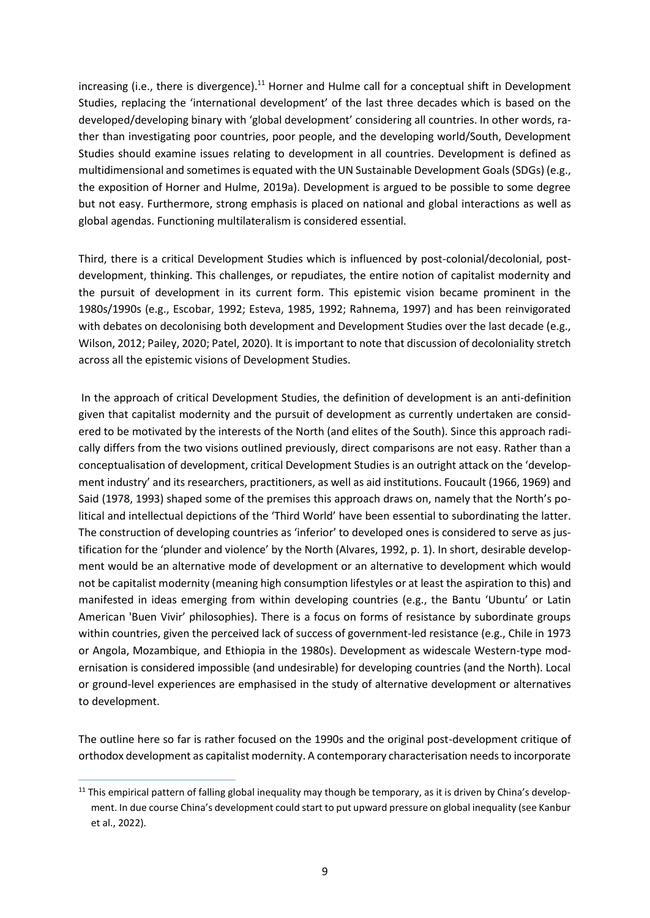increasing (i.e., there is divergence).[11] Horner and Hulme call for a conceptual shift in Development Studies, replacing the 'international development' of the last three decades which is based on the developed/developing binary with 'global development' considering all countries. In other words, rather than investigating poor countries, poor people, and the developing world/South, Development Studies should examine issues relating to development in all countries. Development is defined as multidimensional and sometimes is equated with the UN Sustainable Development Goals (SDGs) (e.g., the exposition of Horner and Hulme, 2019a). Development is argued to be possible to some degree but not easy. Furthermore, strong emphasis is placed on national and global interactions as well as global agendas. Functioning multilateralism is considered essential.

Third, there is a critical Development Studies which is influenced by post-colonial/decolonial, post-development, thinking. This challenges, or repudiates, the entire notion of capitalist modernity and the pursuit of development in its current form. This epistemic vision became prominent in the 1980s/1990s (e.g., Escobar, 1992; Esteva, 1985, 1992; Rahnema, 1997) and has been reinvigorated with debates on decolonising both development and Development Studies over the last decade (e.g., Wilson, 2012; Pailey, 2020; Patel, 2020). It is important to note that discussion of decoloniality stretch across all the epistemic visions of Development Studies.

In the approach of critical Development Studies, the definition of development is an anti-definition given that capitalist modernity and the pursuit of development as currently undertaken are considered to be motivated by the interests of the North (and elites of the South). Since this approach radically differs from the two visions outlined previously, direct comparisons are not easy. Rather than a conceptualisation of development, critical Development Studies is an outright attack on the 'development industry' and its researchers, practitioners, as well as aid institutions. Foucault (1966, 1969) and Said (1978, 1993) shaped some of the premises this approach draws on, namely that the North's political and intellectual depictions of the 'Third World' have been essential to subordinating the latter. The construction of developing countries as 'inferior' to developed ones is considered to serve as justification for the 'plunder and violence' by the North (Alvares, 1992, p. 1). In short, desirable development would be an alternative mode of development or an alternative to development which would not be capitalist modernity (meaning high consumption lifestyles or at least the aspiration to this) and manifested in ideas emerging from within developing countries (e.g., the Bantu 'Ubuntu' or Latin American 'Buen Vivir' philosophies). There is a focus on forms of resistance by subordinate groups within countries, given the perceived lack of success of government-led resistance (e.g., Chile in 1973 or Angola, Mozambique, and Ethiopia in the 1980s). Development as widescale Western-type modernisation is considered impossible (and undesirable) for developing countries (and the North). Local or ground-level experiences are emphasised in the study of alternative development or alternatives to development.

The outline here so far is rather focused on the 1990s and the original post-development critique of orthodox development as capitalist modernity. A contemporary characterisation needs to incorporate

[11] This empirical pattern of falling global inequality may though be temporary, as it is driven by China's development. In due course China's development could start to put upward pressure on global inequality (see Kanbur et al., 2022).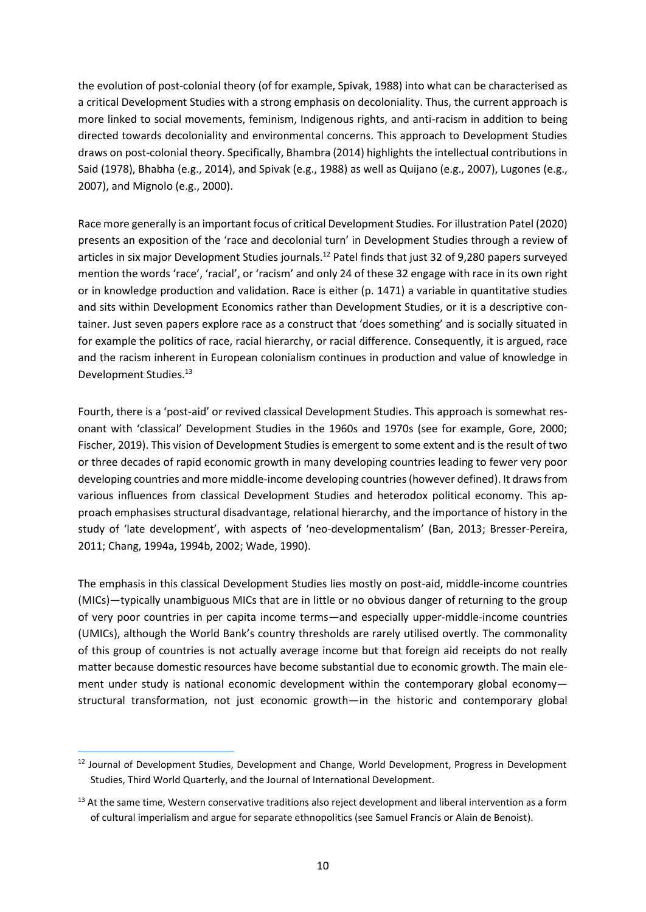the evolution of post-colonial theory (of for example, Spivak, 1988) into what can be characterised as a critical Development Studies with a strong emphasis on decoloniality. Thus, the current approach is more linked to social movements, feminism, Indigenous rights, and anti-racism in addition to being directed towards decoloniality and environmental concerns. This approach to Development Studies draws on post-colonial theory. Specifically, Bhambra (2014) highlights the intellectual contributions in Said (1978), Bhabha (e.g., 2014), and Spivak (e.g., 1988) as well as Quijano (e.g., 2007), Lugones (e.g., 2007), and Mignolo (e.g., 2000).

Race more generally is an important focus of critical Development Studies. For illustration Patel (2020) presents an exposition of the 'race and decolonial turn' in Development Studies through a review of articles in six major Development Studies journals.[12] Patel finds that just 32 of 9,280 papers surveyed mention the words 'race', 'racial', or 'racism' and only 24 of these 32 engage with race in its own right or in knowledge production and validation. Race is either (p. 1471) a variable in quantitative studies and sits within Development Economics rather than Development Studies, or it is a descriptive container. Just seven papers explore race as a construct that 'does something' and is socially situated in for example the politics of race, racial hierarchy, or racial difference. Consequently, it is argued, race and the racism inherent in European colonialism continues in production and value of knowledge in Development Studies.[13]

Fourth, there is a 'post-aid' or revived classical Development Studies. This approach is somewhat resonant with 'classical' Development Studies in the 1960s and 1970s (see for example, Gore, 2000; Fischer, 2019). This vision of Development Studies is emergent to some extent and is the result of two or three decades of rapid economic growth in many developing countries leading to fewer very poor developing countries and more middle-income developing countries (however defined). It draws from various influences from classical Development Studies and heterodox political economy. This approach emphasises structural disadvantage, relational hierarchy, and the importance of history in the study of 'late development', with aspects of 'neo-developmentalism' (Ban, 2013; Bresser-Pereira, 2011; Chang, 1994a, 1994b, 2002; Wade, 1990).

The emphasis in this classical Development Studies lies mostly on post-aid, middle-income countries (MICs)—typically unambiguous MICs that are in little or no obvious danger of returning to the group of very poor countries in per capita income terms—and especially upper-middle-income countries (UMICs), although the World Bank's country thresholds are rarely utilised overtly. The commonality of this group of countries is not actually average income but that foreign aid receipts do not really matter because domestic resources have become substantial due to economic growth. The main element under study is national economic development within the contemporary global economy—structural transformation, not just economic growth—in the historic and contemporary global

[12] Journal of Development Studies, Development and Change, World Development, Progress in Development Studies, Third World Quarterly, and the Journal of International Development.

[13] At the same time, Western conservative traditions also reject development and liberal intervention as a form of cultural imperialism and argue for separate ethnopolitics (see Samuel Francis or Alain de Benoist).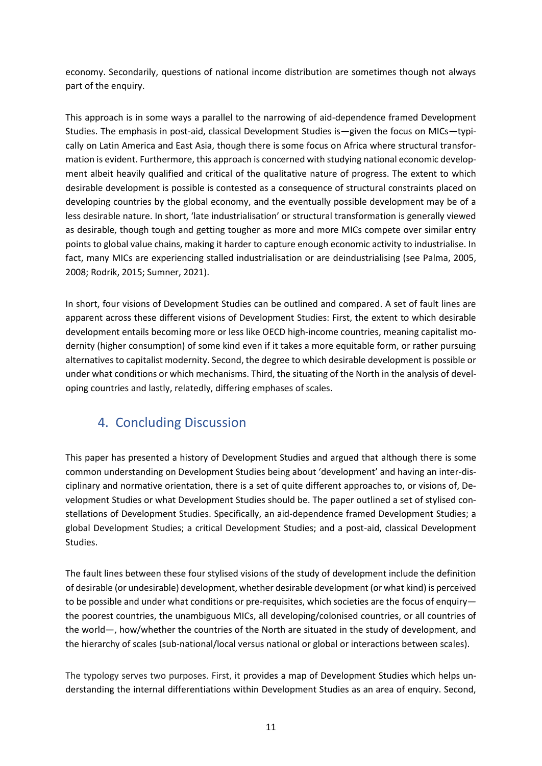economy. Secondarily, questions of national income distribution are sometimes though not always part of the enquiry.

This approach is in some ways a parallel to the narrowing of aid-dependence framed Development Studies. The emphasis in post-aid, classical Development Studies is—given the focus on MICs—typically on Latin America and East Asia, though there is some focus on Africa where structural transformation is evident. Furthermore, this approach is concerned with studying national economic development albeit heavily qualified and critical of the qualitative nature of progress. The extent to which desirable development is possible is contested as a consequence of structural constraints placed on developing countries by the global economy, and the eventually possible development may be of a less desirable nature. In short, 'late industrialisation' or structural transformation is generally viewed as desirable, though tough and getting tougher as more and more MICs compete over similar entry points to global value chains, making it harder to capture enough economic activity to industrialise. In fact, many MICs are experiencing stalled industrialisation or are deindustrialising (see Palma, 2005, 2008; Rodrik, 2015; Sumner, 2021).

In short, four visions of Development Studies can be outlined and compared. A set of fault lines are apparent across these different visions of Development Studies: First, the extent to which desirable development entails becoming more or less like OECD high-income countries, meaning capitalist modernity (higher consumption) of some kind even if it takes a more equitable form, or rather pursuing alternatives to capitalist modernity. Second, the degree to which desirable development is possible or under what conditions or which mechanisms. Third, the situating of the North in the analysis of developing countries and lastly, relatedly, differing emphases of scales.

## 4. Concluding Discussion

This paper has presented a history of Development Studies and argued that although there is some common understanding on Development Studies being about 'development' and having an inter-disciplinary and normative orientation, there is a set of quite different approaches to, or visions of, Development Studies or what Development Studies should be. The paper outlined a set of stylised constellations of Development Studies. Specifically, an aid-dependence framed Development Studies; a global Development Studies; a critical Development Studies; and a post-aid, classical Development Studies.

The fault lines between these four stylised visions of the study of development include the definition of desirable (or undesirable) development, whether desirable development (or what kind) is perceived to be possible and under what conditions or pre-requisites, which societies are the focus of enquiry—the poorest countries, the unambiguous MICs, all developing/colonised countries, or all countries of the world—, how/whether the countries of the North are situated in the study of development, and the hierarchy of scales (sub-national/local versus national or global or interactions between scales).

The typology serves two purposes. First, it provides a map of Development Studies which helps understanding the internal differentiations within Development Studies as an area of enquiry. Second,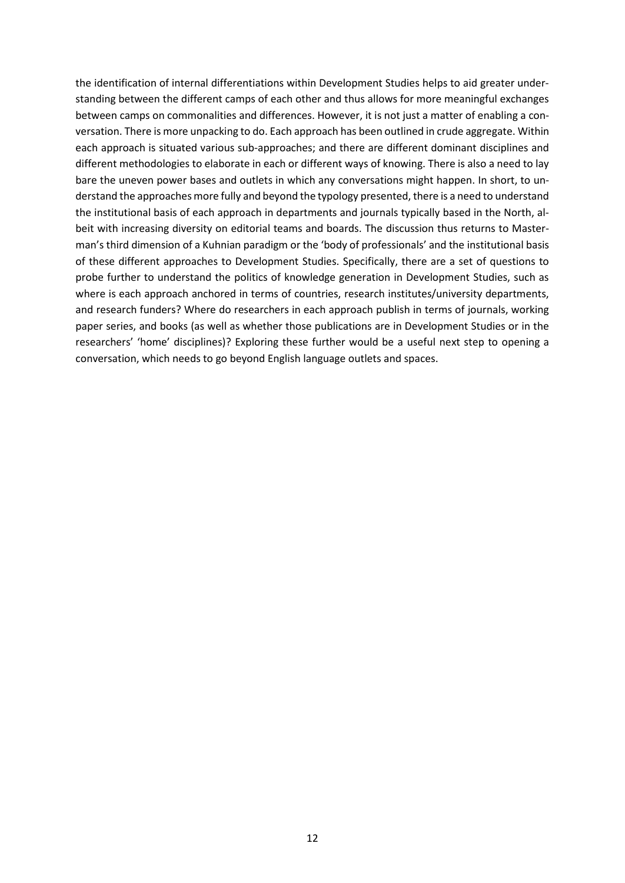the identification of internal differentiations within Development Studies helps to aid greater understanding between the different camps of each other and thus allows for more meaningful exchanges between camps on commonalities and differences. However, it is not just a matter of enabling a conversation. There is more unpacking to do. Each approach has been outlined in crude aggregate. Within each approach is situated various sub-approaches; and there are different dominant disciplines and different methodologies to elaborate in each or different ways of knowing. There is also a need to lay bare the uneven power bases and outlets in which any conversations might happen. In short, to understand the approaches more fully and beyond the typology presented, there is a need to understand the institutional basis of each approach in departments and journals typically based in the North, albeit with increasing diversity on editorial teams and boards. The discussion thus returns to Masterman's third dimension of a Kuhnian paradigm or the 'body of professionals' and the institutional basis of these different approaches to Development Studies. Specifically, there are a set of questions to probe further to understand the politics of knowledge generation in Development Studies, such as where is each approach anchored in terms of countries, research institutes/university departments, and research funders? Where do researchers in each approach publish in terms of journals, working paper series, and books (as well as whether those publications are in Development Studies or in the researchers' 'home' disciplines)? Exploring these further would be a useful next step to opening a conversation, which needs to go beyond English language outlets and spaces.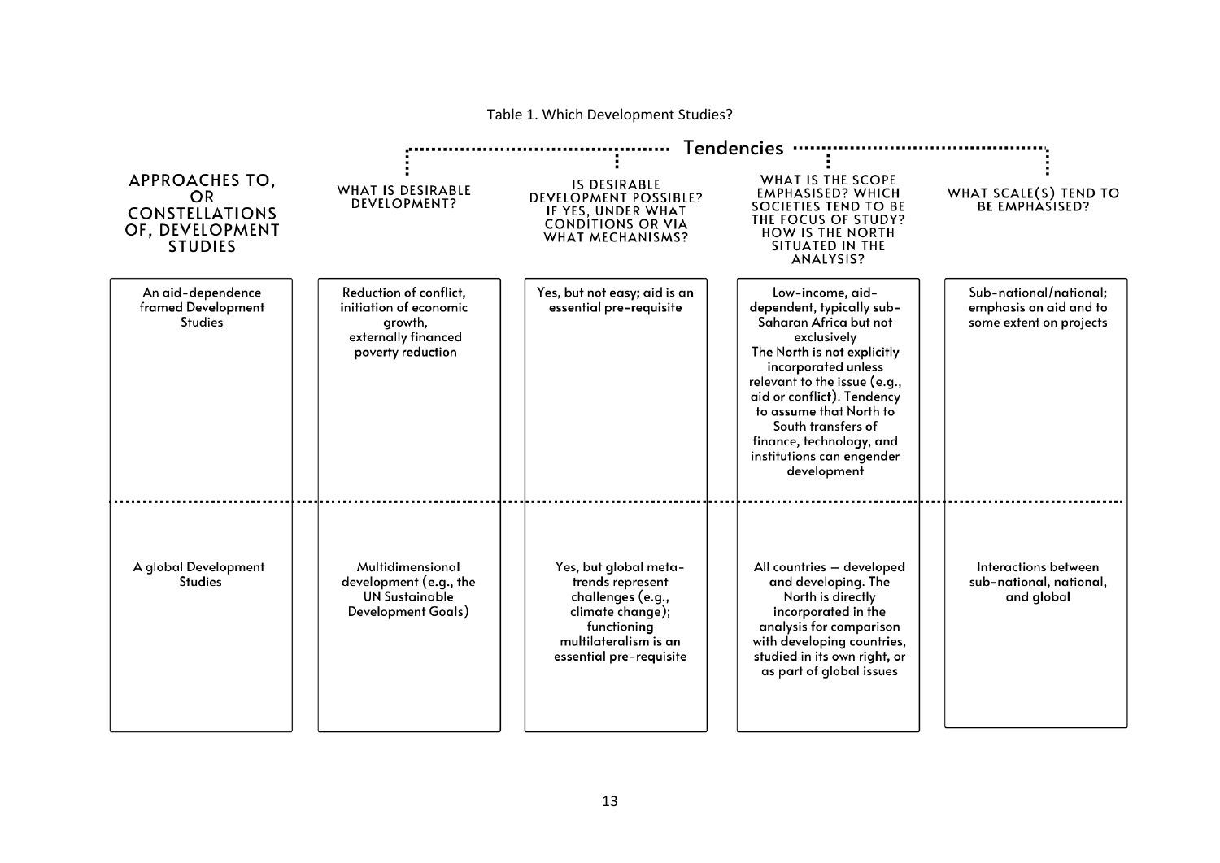Table 1. Which Development Studies?

| APPROACHES TO, OR CONSTELLATIONS OF, DEVELOPMENT STUDIES | Tendencies | | | |
|---|---|---|---|---|
| | WHAT IS DESIRABLE DEVELOPMENT? | IS DESIRABLE DEVELOPMENT POSSIBLE? IF YES, UNDER WHAT CONDITIONS OR VIA WHAT MECHANISMS? | WHAT IS THE SCOPE EMPHASISED? WHICH SOCIETIES TEND TO BE THE FOCUS OF STUDY? HOW IS THE NORTH SITUATED IN THE ANALYSIS? | WHAT SCALE(S) TEND TO BE EMPHASISED? |
| An aid-dependence framed Development Studies | Reduction of conflict, initiation of economic growth, externally financed poverty reduction | Yes, but not easy; aid is an essential pre-requisite | Low-income, aid-dependent, typically sub-Saharan Africa but not exclusively The North is not explicitly incorporated unless relevant to the issue (e.g., aid or conflict). Tendency to assume that North to South transfers of finance, technology, and institutions can engender development | Sub-national/national; emphasis on aid and to some extent on projects |
| A global Development Studies | Multidimensional development (e.g., the UN Sustainable Development Goals) | Yes, but global meta-trends represent challenges (e.g., climate change); functioning multilateralism is an essential pre-requisite | All countries – developed and developing. The North is directly incorporated in the analysis for comparison with developing countries, studied in its own right, or as part of global issues | Interactions between sub-national, national, and global |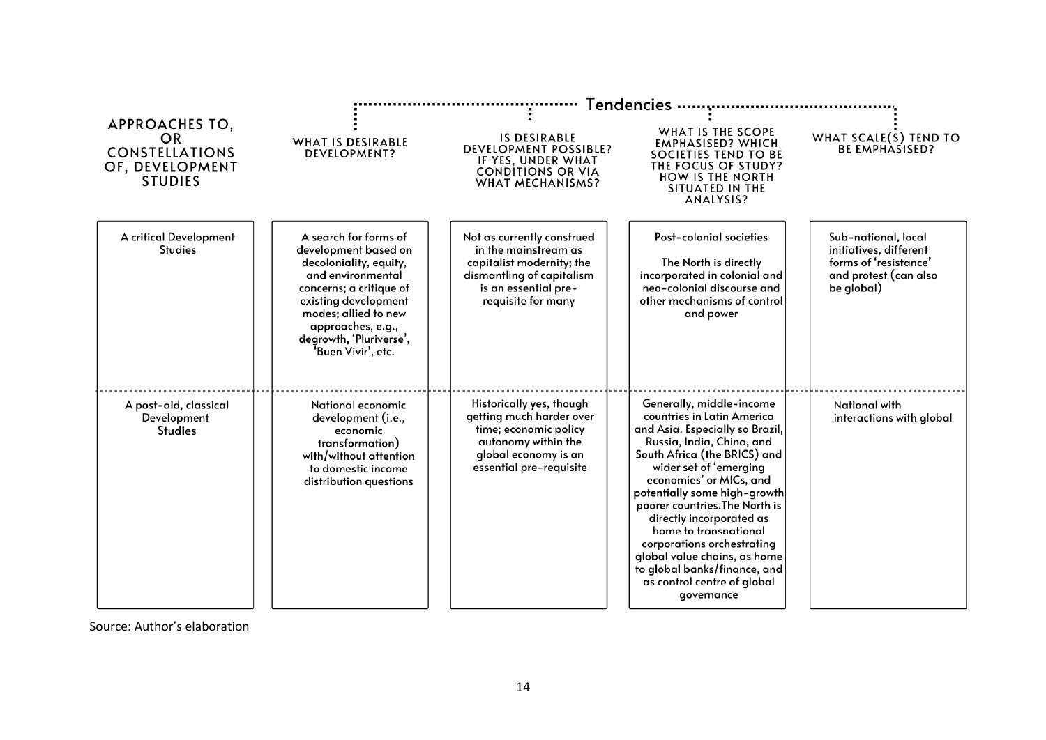| APPROACHES TO, OR CONSTELLATIONS OF, DEVELOPMENT STUDIES | Tendencies | | | |
|---|---|---|---|---|
| | WHAT IS DESIRABLE DEVELOPMENT? | IS DESIRABLE DEVELOPMENT POSSIBLE? IF YES, UNDER WHAT CONDITIONS OR VIA WHAT MECHANISMS? | WHAT IS THE SCOPE EMPHASISED? WHICH SOCIETIES TEND TO BE THE FOCUS OF STUDY? HOW IS THE NORTH SITUATED IN THE ANALYSIS? | WHAT SCALE(S) TEND TO BE EMPHASISED? |
| A critical Development Studies | A search for forms of development based on decoloniality, equity, and environmental concerns; a critique of existing development modes; allied to new approaches, e.g., degrowth, 'Pluriverse', 'Buen Vivir', etc. | Not as currently construed in the mainstream as capitalist modernity; the dismantling of capitalism is an essential pre-requisite for many | Post-colonial societies<br><br>The North is directly incorporated in colonial and neo-colonial discourse and other mechanisms of control and power | Sub-national, local initiatives, different forms of 'resistance' and protest (can also be global) |
| A post-aid, classical Development Studies | National economic development (i.e., economic transformation) with/without attention to domestic income distribution questions | Historically yes, though getting much harder over time; economic policy autonomy within the global economy is an essential pre-requisite | Generally, middle-income countries in Latin America and Asia. Especially so Brazil, Russia, India, China, and South Africa (the BRICS) and wider set of 'emerging economies' or MICs, and potentially some high-growth poorer countries. The North is directly incorporated as home to transnational corporations orchestrating global value chains, as home to global banks/finance, and as control centre of global governance | National with interactions with global |

Source: Author's elaboration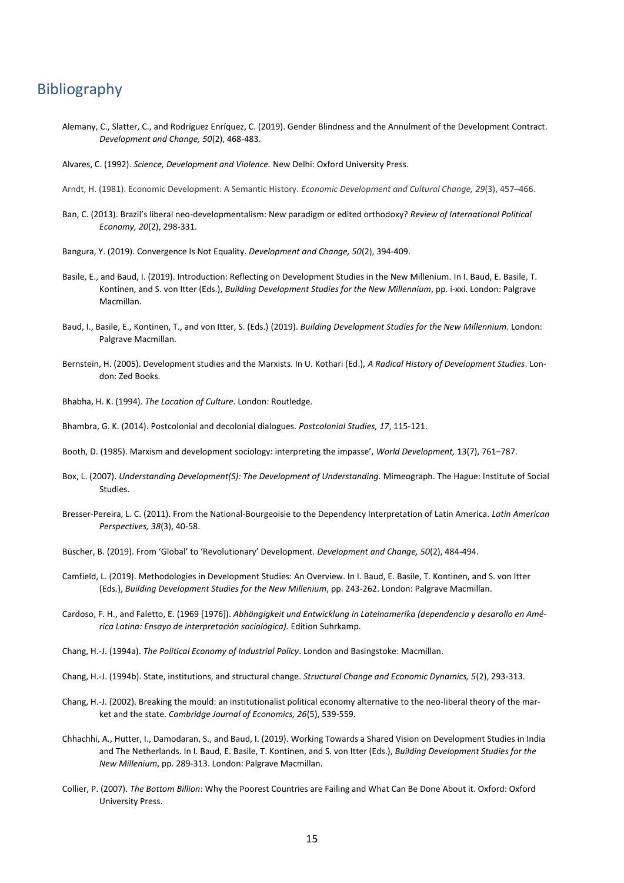# Bibliography

Alemany, C., Slatter, C., and Rodríguez Enríquez, C. (2019). Gender Blindness and the Annulment of the Development Contract. *Development and Change, 50*(2), 468-483.

Alvares, C. (1992). *Science, Development and Violence.* New Delhi: Oxford University Press.

Arndt, H. (1981). Economic Development: A Semantic History. *Economic Development and Cultural Change, 29*(3), 457–466.

Ban, C. (2013). Brazil's liberal neo-developmentalism: New paradigm or edited orthodoxy? *Review of International Political Economy, 20*(2), 298-331.

Bangura, Y. (2019). Convergence Is Not Equality. *Development and Change, 50*(2), 394-409.

Basile, E., and Baud, I. (2019). Introduction: Reflecting on Development Studies in the New Millenium. In I. Baud, E. Basile, T. Kontinen, and S. von Itter (Eds.), *Building Development Studies for the New Millennium*, pp. i-xxi. London: Palgrave Macmillan.

Baud, I., Basile, E., Kontinen, T., and von Itter, S. (Eds.) (2019). *Building Development Studies for the New Millennium.* London: Palgrave Macmillan.

Bernstein, H. (2005). Development studies and the Marxists. In U. Kothari (Ed.), *A Radical History of Development Studies*. London: Zed Books.

Bhabha, H. K. (1994). *The Location of Culture*. London: Routledge.

Bhambra, G. K. (2014). Postcolonial and decolonial dialogues. *Postcolonial Studies, 17*, 115-121.

Booth, D. (1985). Marxism and development sociology: interpreting the impasse', *World Development,* 13(7), 761–787.

Box, L. (2007). *Understanding Development(S): The Development of Understanding.* Mimeograph. The Hague: Institute of Social Studies.

Bresser-Pereira, L. C. (2011). From the National-Bourgeoisie to the Dependency Interpretation of Latin America. *Latin American Perspectives, 38*(3), 40-58.

Büscher, B. (2019). From 'Global' to 'Revolutionary' Development. *Development and Change, 50*(2), 484-494.

Camfield, L. (2019). Methodologies in Development Studies: An Overview. In I. Baud, E. Basile, T. Kontinen, and S. von Itter (Eds.), *Building Development Studies for the New Millenium*, pp. 243-262. London: Palgrave Macmillan.

Cardoso, F. H., and Faletto, E. (1969 [1976]). *Abhängigkeit und Entwicklung in Lateinamerika (dependencia y desarollo en América Latina: Ensayo de interpretación sociológica).* Edition Suhrkamp.

Chang, H.-J. (1994a). *The Political Economy of Industrial Policy*. London and Basingstoke: Macmillan.

Chang, H.-J. (1994b). State, institutions, and structural change. *Structural Change and Economic Dynamics, 5*(2), 293-313.

Chang, H.-J. (2002). Breaking the mould: an institutionalist political economy alternative to the neo-liberal theory of the market and the state. *Cambridge Journal of Economics, 26*(5), 539-559.

Chhachhi, A., Hutter, I., Damodaran, S., and Baud, I. (2019). Working Towards a Shared Vision on Development Studies in India and The Netherlands. In I. Baud, E. Basile, T. Kontinen, and S. von Itter (Eds.), *Building Development Studies for the New Millenium*, pp. 289-313. London: Palgrave Macmillan.

Collier, P. (2007). *The Bottom Billion*: Why the Poorest Countries are Failing and What Can Be Done About it. Oxford: Oxford University Press.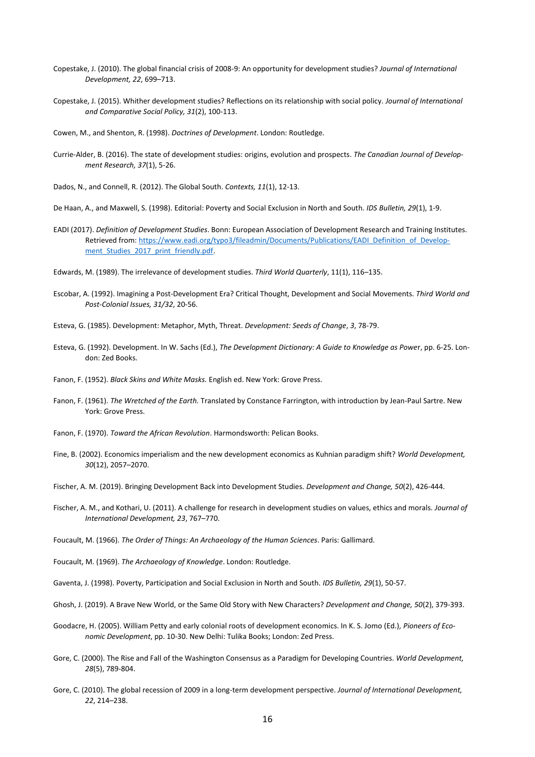Copestake, J. (2010). The global financial crisis of 2008-9: An opportunity for development studies? *Journal of International Development, 22*, 699–713.

Copestake, J. (2015). Whither development studies? Reflections on its relationship with social policy. *Journal of International and Comparative Social Policy, 31*(2), 100-113.

Cowen, M., and Shenton, R. (1998). *Doctrines of Development*. London: Routledge.

Currie-Alder, B. (2016). The state of development studies: origins, evolution and prospects. *The Canadian Journal of Development Research, 37*(1), 5-26.

Dados, N., and Connell, R. (2012). The Global South. *Contexts, 11*(1), 12-13.

De Haan, A., and Maxwell, S. (1998). Editorial: Poverty and Social Exclusion in North and South. *IDS Bulletin, 29*(1), 1-9.

EADI (2017). *Definition of Development Studies*. Bonn: European Association of Development Research and Training Institutes. Retrieved from: [https://www.eadi.org/typo3/fileadmin/Documents/Publications/EADI_Definition_of_Development_Studies_2017_print_friendly.pdf](https://www.eadi.org/typo3/fileadmin/Documents/Publications/EADI_Definition_of_Development_Studies_2017_print_friendly.pdf).

Edwards, M. (1989). The irrelevance of development studies. *Third World Quarterly*, 11(1), 116–135.

Escobar, A. (1992). Imagining a Post-Development Era? Critical Thought, Development and Social Movements. *Third World and Post-Colonial Issues, 31/32*, 20-56.

Esteva, G. (1985). Development: Metaphor, Myth, Threat. *Development: Seeds of Change*, *3*, 78-79.

Esteva, G. (1992). Development. In W. Sachs (Ed.), *The Development Dictionary: A Guide to Knowledge as Power*, pp. 6-25. London: Zed Books.

Fanon, F. (1952). *Black Skins and White Masks.* English ed. New York: Grove Press.

Fanon, F. (1961). *The Wretched of the Earth.* Translated by Constance Farrington, with introduction by Jean-Paul Sartre. New York: Grove Press.

Fanon, F. (1970). *Toward the African Revolution*. Harmondsworth: Pelican Books.

Fine, B. (2002). Economics imperialism and the new development economics as Kuhnian paradigm shift? *World Development, 30*(12), 2057–2070.

Fischer, A. M. (2019). Bringing Development Back into Development Studies. *Development and Change, 50*(2), 426-444.

Fischer, A. M., and Kothari, U. (2011). A challenge for research in development studies on values, ethics and morals. *Journal of International Development, 23*, 767–770.

Foucault, M. (1966). *The Order of Things: An Archaeology of the Human Sciences*. Paris: Gallimard.

Foucault, M. (1969). *The Archaeology of Knowledge*. London: Routledge.

Gaventa, J. (1998). Poverty, Participation and Social Exclusion in North and South. *IDS Bulletin, 29*(1), 50-57.

Ghosh, J. (2019). A Brave New World, or the Same Old Story with New Characters? *Development and Change, 50*(2), 379-393.

Goodacre, H. (2005). William Petty and early colonial roots of development economics. In K. S. Jomo (Ed.), *Pioneers of Economic Development*, pp. 10-30. New Delhi: Tulika Books; London: Zed Press.

Gore, C. (2000). The Rise and Fall of the Washington Consensus as a Paradigm for Developing Countries. *World Development, 28*(5), 789-804.

Gore, C. (2010). The global recession of 2009 in a long-term development perspective. *Journal of International Development, 22*, 214–238.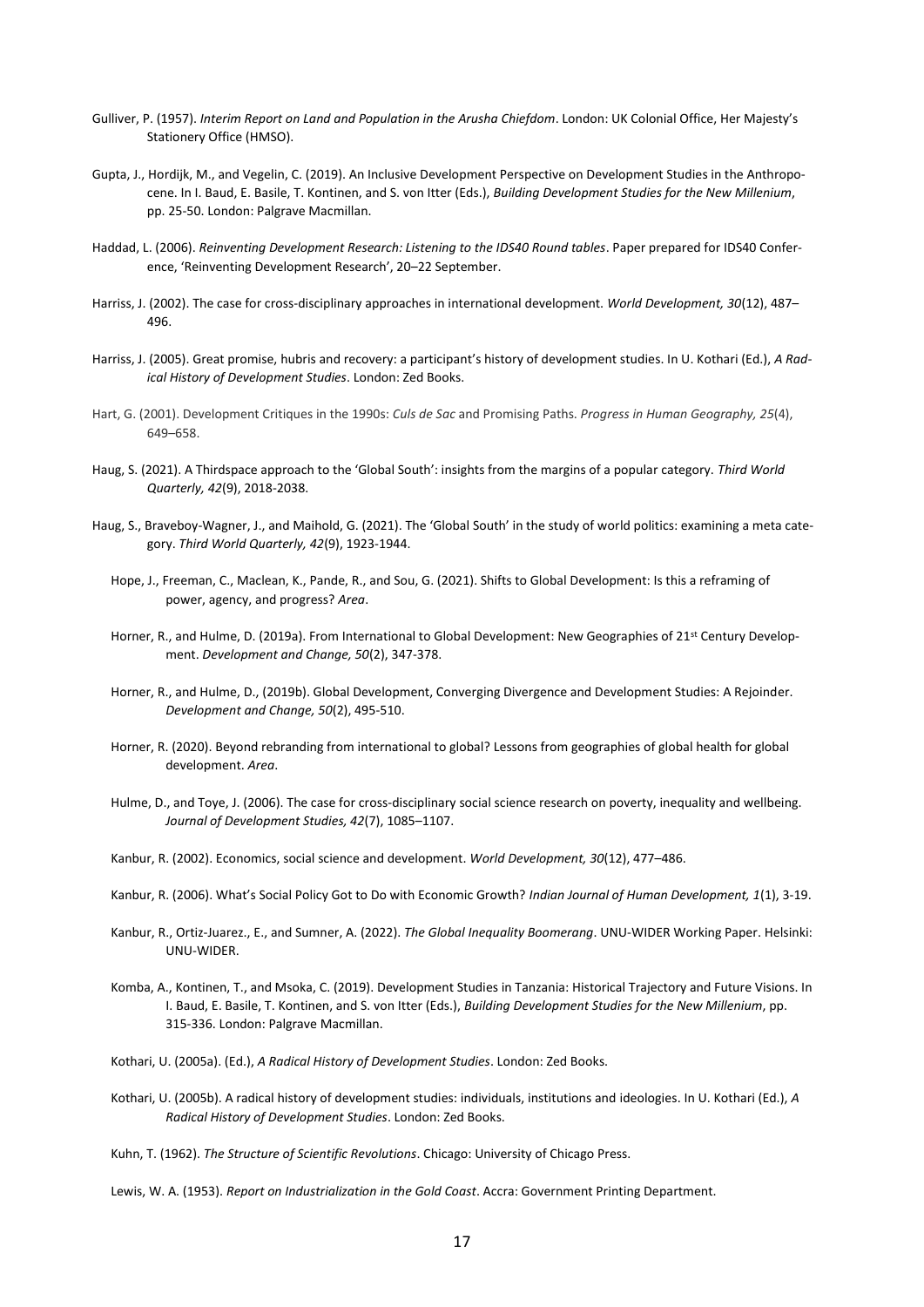Gulliver, P. (1957). *Interim Report on Land and Population in the Arusha Chiefdom*. London: UK Colonial Office, Her Majesty's Stationery Office (HMSO).

Gupta, J., Hordijk, M., and Vegelin, C. (2019). An Inclusive Development Perspective on Development Studies in the Anthropocene. In I. Baud, E. Basile, T. Kontinen, and S. von Itter (Eds.), *Building Development Studies for the New Millenium*, pp. 25-50. London: Palgrave Macmillan.

Haddad, L. (2006). *Reinventing Development Research: Listening to the IDS40 Round tables*. Paper prepared for IDS40 Conference, 'Reinventing Development Research', 20–22 September.

Harriss, J. (2002). The case for cross-disciplinary approaches in international development. *World Development, 30*(12), 487–496.

Harriss, J. (2005). Great promise, hubris and recovery: a participant's history of development studies. In U. Kothari (Ed.), *A Radical History of Development Studies*. London: Zed Books.

Hart, G. (2001). Development Critiques in the 1990s: *Culs de Sac* and Promising Paths. *Progress in Human Geography, 25*(4), 649–658.

Haug, S. (2021). A Thirdspace approach to the 'Global South': insights from the margins of a popular category. *Third World Quarterly, 42*(9), 2018-2038.

Haug, S., Braveboy-Wagner, J., and Maihold, G. (2021). The 'Global South' in the study of world politics: examining a meta category. *Third World Quarterly, 42*(9), 1923-1944.

Hope, J., Freeman, C., Maclean, K., Pande, R., and Sou, G. (2021). Shifts to Global Development: Is this a reframing of power, agency, and progress? *Area*.

Horner, R., and Hulme, D. (2019a). From International to Global Development: New Geographies of 21st Century Development. *Development and Change, 50*(2), 347-378.

Horner, R., and Hulme, D., (2019b). Global Development, Converging Divergence and Development Studies: A Rejoinder. *Development and Change, 50*(2), 495-510.

Horner, R. (2020). Beyond rebranding from international to global? Lessons from geographies of global health for global development. *Area*.

Hulme, D., and Toye, J. (2006). The case for cross-disciplinary social science research on poverty, inequality and wellbeing. *Journal of Development Studies, 42*(7), 1085–1107.

Kanbur, R. (2002). Economics, social science and development. *World Development, 30*(12), 477–486.

Kanbur, R. (2006). What's Social Policy Got to Do with Economic Growth? *Indian Journal of Human Development, 1*(1), 3-19.

Kanbur, R., Ortiz-Juarez., E., and Sumner, A. (2022). *The Global Inequality Boomerang*. UNU-WIDER Working Paper. Helsinki: UNU-WIDER.

Komba, A., Kontinen, T., and Msoka, C. (2019). Development Studies in Tanzania: Historical Trajectory and Future Visions. In I. Baud, E. Basile, T. Kontinen, and S. von Itter (Eds.), *Building Development Studies for the New Millenium*, pp. 315-336. London: Palgrave Macmillan.

Kothari, U. (2005a). (Ed.), *A Radical History of Development Studies*. London: Zed Books.

Kothari, U. (2005b). A radical history of development studies: individuals, institutions and ideologies. In U. Kothari (Ed.), *A Radical History of Development Studies*. London: Zed Books.

Kuhn, T. (1962). *The Structure of Scientific Revolutions*. Chicago: University of Chicago Press.

Lewis, W. A. (1953). *Report on Industrialization in the Gold Coast*. Accra: Government Printing Department.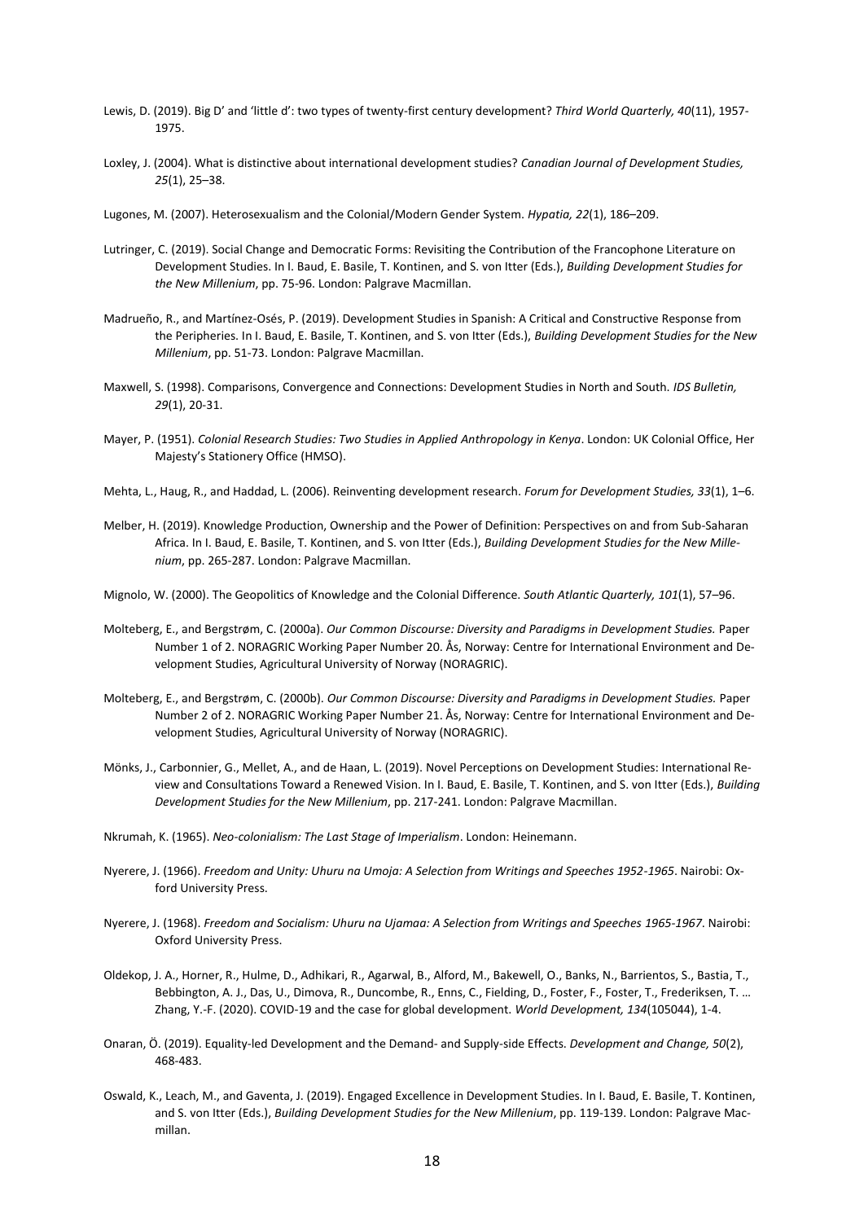Lewis, D. (2019). Big D' and 'little d': two types of twenty-first century development? *Third World Quarterly, 40*(11), 1957-1975.

Loxley, J. (2004). What is distinctive about international development studies? *Canadian Journal of Development Studies, 25*(1), 25–38.

Lugones, M. (2007). Heterosexualism and the Colonial/Modern Gender System. *Hypatia, 22*(1), 186–209.

Lutringer, C. (2019). Social Change and Democratic Forms: Revisiting the Contribution of the Francophone Literature on Development Studies. In I. Baud, E. Basile, T. Kontinen, and S. von Itter (Eds.), *Building Development Studies for the New Millenium*, pp. 75-96. London: Palgrave Macmillan.

Madrueño, R., and Martínez-Osés, P. (2019). Development Studies in Spanish: A Critical and Constructive Response from the Peripheries. In I. Baud, E. Basile, T. Kontinen, and S. von Itter (Eds.), *Building Development Studies for the New Millenium*, pp. 51-73. London: Palgrave Macmillan.

Maxwell, S. (1998). Comparisons, Convergence and Connections: Development Studies in North and South. *IDS Bulletin, 29*(1), 20-31.

Mayer, P. (1951). *Colonial Research Studies: Two Studies in Applied Anthropology in Kenya*. London: UK Colonial Office, Her Majesty's Stationery Office (HMSO).

Mehta, L., Haug, R., and Haddad, L. (2006). Reinventing development research. *Forum for Development Studies, 33*(1), 1–6.

Melber, H. (2019). Knowledge Production, Ownership and the Power of Definition: Perspectives on and from Sub-Saharan Africa. In I. Baud, E. Basile, T. Kontinen, and S. von Itter (Eds.), *Building Development Studies for the New Millenium*, pp. 265-287. London: Palgrave Macmillan.

Mignolo, W. (2000). The Geopolitics of Knowledge and the Colonial Difference. *South Atlantic Quarterly, 101*(1), 57–96.

Molteberg, E., and Bergstrøm, C. (2000a). *Our Common Discourse: Diversity and Paradigms in Development Studies.* Paper Number 1 of 2. NORAGRIC Working Paper Number 20. Ås, Norway: Centre for International Environment and Development Studies, Agricultural University of Norway (NORAGRIC).

Molteberg, E., and Bergstrøm, C. (2000b). *Our Common Discourse: Diversity and Paradigms in Development Studies.* Paper Number 2 of 2. NORAGRIC Working Paper Number 21. Ås, Norway: Centre for International Environment and Development Studies, Agricultural University of Norway (NORAGRIC).

Mönks, J., Carbonnier, G., Mellet, A., and de Haan, L. (2019). Novel Perceptions on Development Studies: International Review and Consultations Toward a Renewed Vision. In I. Baud, E. Basile, T. Kontinen, and S. von Itter (Eds.), *Building Development Studies for the New Millenium*, pp. 217-241. London: Palgrave Macmillan.

Nkrumah, K. (1965). *Neo-colonialism: The Last Stage of Imperialism*. London: Heinemann.

Nyerere, J. (1966). *Freedom and Unity: Uhuru na Umoja: A Selection from Writings and Speeches 1952-1965*. Nairobi: Oxford University Press.

Nyerere, J. (1968). *Freedom and Socialism: Uhuru na Ujamaa: A Selection from Writings and Speeches 1965-1967*. Nairobi: Oxford University Press.

Oldekop, J. A., Horner, R., Hulme, D., Adhikari, R., Agarwal, B., Alford, M., Bakewell, O., Banks, N., Barrientos, S., Bastia, T., Bebbington, A. J., Das, U., Dimova, R., Duncombe, R., Enns, C., Fielding, D., Foster, F., Foster, T., Frederiksen, T. … Zhang, Y.-F. (2020). COVID-19 and the case for global development. *World Development, 134*(105044), 1-4.

Onaran, Ö. (2019). Equality-led Development and the Demand- and Supply-side Effects. *Development and Change, 50*(2), 468-483.

Oswald, K., Leach, M., and Gaventa, J. (2019). Engaged Excellence in Development Studies. In I. Baud, E. Basile, T. Kontinen, and S. von Itter (Eds.), *Building Development Studies for the New Millenium*, pp. 119-139. London: Palgrave Macmillan.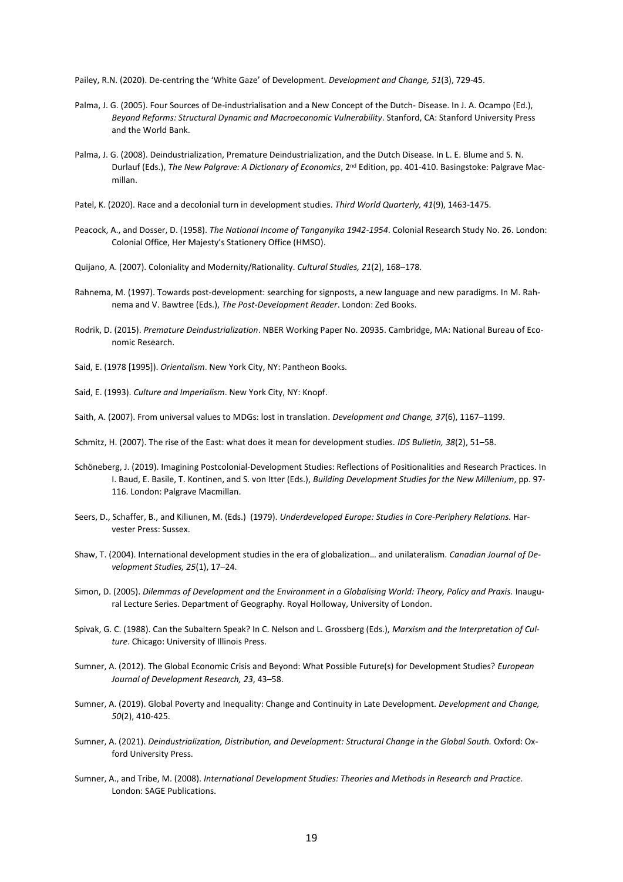Pailey, R.N. (2020). De-centring the 'White Gaze' of Development. *Development and Change, 51*(3), 729-45.

Palma, J. G. (2005). Four Sources of De-industrialisation and a New Concept of the Dutch- Disease. In J. A. Ocampo (Ed.), *Beyond Reforms: Structural Dynamic and Macroeconomic Vulnerability*. Stanford, CA: Stanford University Press and the World Bank.

Palma, J. G. (2008). Deindustrialization, Premature Deindustrialization, and the Dutch Disease. In L. E. Blume and S. N. Durlauf (Eds.), *The New Palgrave: A Dictionary of Economics*, 2nd Edition, pp. 401-410. Basingstoke: Palgrave Macmillan.

Patel, K. (2020). Race and a decolonial turn in development studies. *Third World Quarterly, 41*(9), 1463-1475.

Peacock, A., and Dosser, D. (1958). *The National Income of Tanganyika 1942-1954*. Colonial Research Study No. 26. London: Colonial Office, Her Majesty's Stationery Office (HMSO).

Quijano, A. (2007). Coloniality and Modernity/Rationality. *Cultural Studies, 21*(2), 168–178.

Rahnema, M. (1997). Towards post-development: searching for signposts, a new language and new paradigms. In M. Rahnema and V. Bawtree (Eds.), *The Post-Development Reader*. London: Zed Books.

Rodrik, D. (2015). *Premature Deindustrialization*. NBER Working Paper No. 20935. Cambridge, MA: National Bureau of Economic Research.

Said, E. (1978 [1995]). *Orientalism*. New York City, NY: Pantheon Books.

Said, E. (1993). *Culture and Imperialism*. New York City, NY: Knopf.

Saith, A. (2007). From universal values to MDGs: lost in translation. *Development and Change, 37*(6), 1167–1199.

Schmitz, H. (2007). The rise of the East: what does it mean for development studies. *IDS Bulletin, 38*(2), 51–58.

Schöneberg, J. (2019). Imagining Postcolonial-Development Studies: Reflections of Positionalities and Research Practices. In I. Baud, E. Basile, T. Kontinen, and S. von Itter (Eds.), *Building Development Studies for the New Millenium*, pp. 97-116. London: Palgrave Macmillan.

Seers, D., Schaffer, B., and Kiliunen, M. (Eds.) (1979). *Underdeveloped Europe: Studies in Core-Periphery Relations.* Harvester Press: Sussex.

Shaw, T. (2004). International development studies in the era of globalization… and unilateralism. *Canadian Journal of Development Studies, 25*(1), 17–24.

Simon, D. (2005). *Dilemmas of Development and the Environment in a Globalising World: Theory, Policy and Praxis.* Inaugural Lecture Series. Department of Geography. Royal Holloway, University of London.

Spivak, G. C. (1988). Can the Subaltern Speak? In C. Nelson and L. Grossberg (Eds.), *Marxism and the Interpretation of Culture*. Chicago: University of Illinois Press.

Sumner, A. (2012). The Global Economic Crisis and Beyond: What Possible Future(s) for Development Studies? *European Journal of Development Research, 23*, 43–58.

Sumner, A. (2019). Global Poverty and Inequality: Change and Continuity in Late Development. *Development and Change, 50*(2), 410-425.

Sumner, A. (2021). *Deindustrialization, Distribution, and Development: Structural Change in the Global South.* Oxford: Oxford University Press.

Sumner, A., and Tribe, M. (2008). *International Development Studies: Theories and Methods in Research and Practice.* London: SAGE Publications.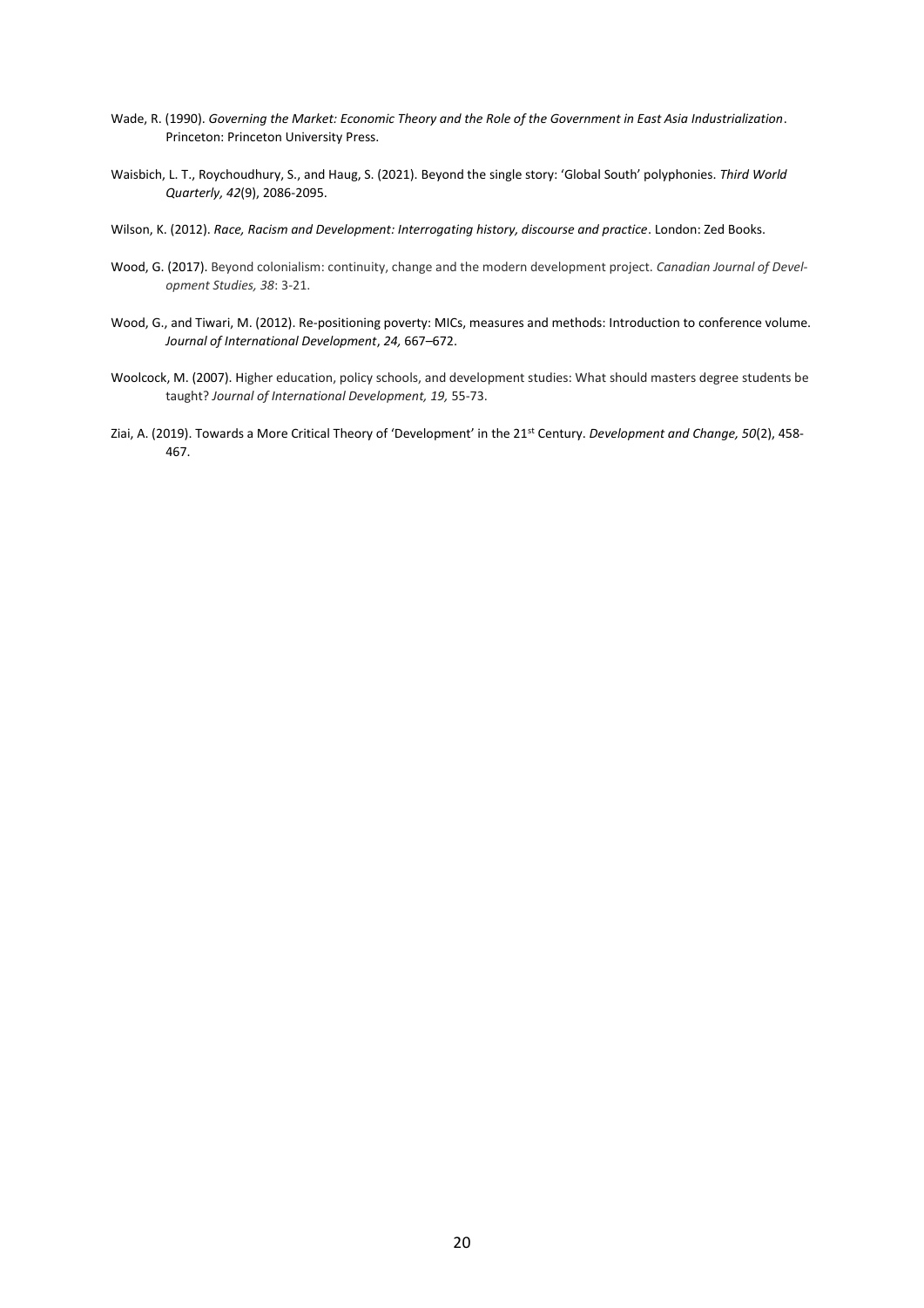Wade, R. (1990). *Governing the Market: Economic Theory and the Role of the Government in East Asia Industrialization*. Princeton: Princeton University Press.

Waisbich, L. T., Roychoudhury, S., and Haug, S. (2021). Beyond the single story: 'Global South' polyphonies. *Third World Quarterly, 42*(9), 2086-2095.

Wilson, K. (2012). *Race, Racism and Development: Interrogating history, discourse and practice*. London: Zed Books.

Wood, G. (2017). Beyond colonialism: continuity, change and the modern development project. *Canadian Journal of Development Studies, 38*: 3-21.

Wood, G., and Tiwari, M. (2012). Re-positioning poverty: MICs, measures and methods: Introduction to conference volume. *Journal of International Development*, *24,* 667–672.

Woolcock, M. (2007). Higher education, policy schools, and development studies: What should masters degree students be taught? *Journal of International Development, 19,* 55-73.

Ziai, A. (2019). Towards a More Critical Theory of 'Development' in the 21st Century. *Development and Change, 50*(2), 458-467.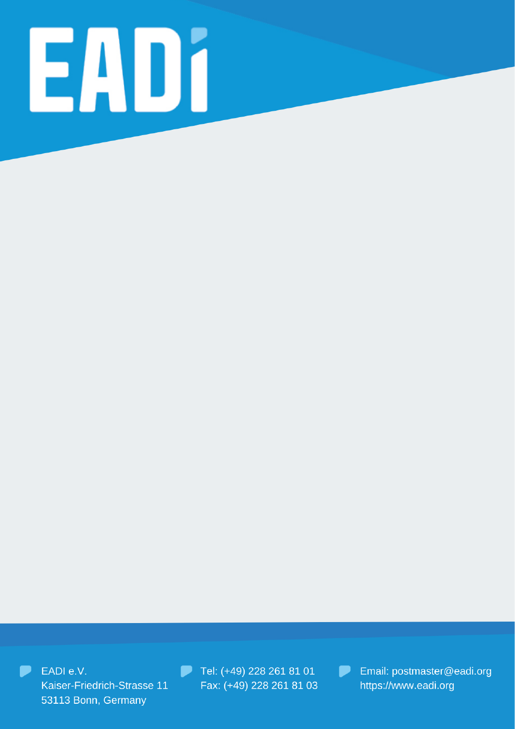EADI

EADI e.V.
Kaiser-Friedrich-Strasse 11
53113 Bonn, Germany

Tel: (+49) 228 261 81 01
Fax: (+49) 228 261 81 03

Email: postmaster@eadi.org
https://www.eadi.org